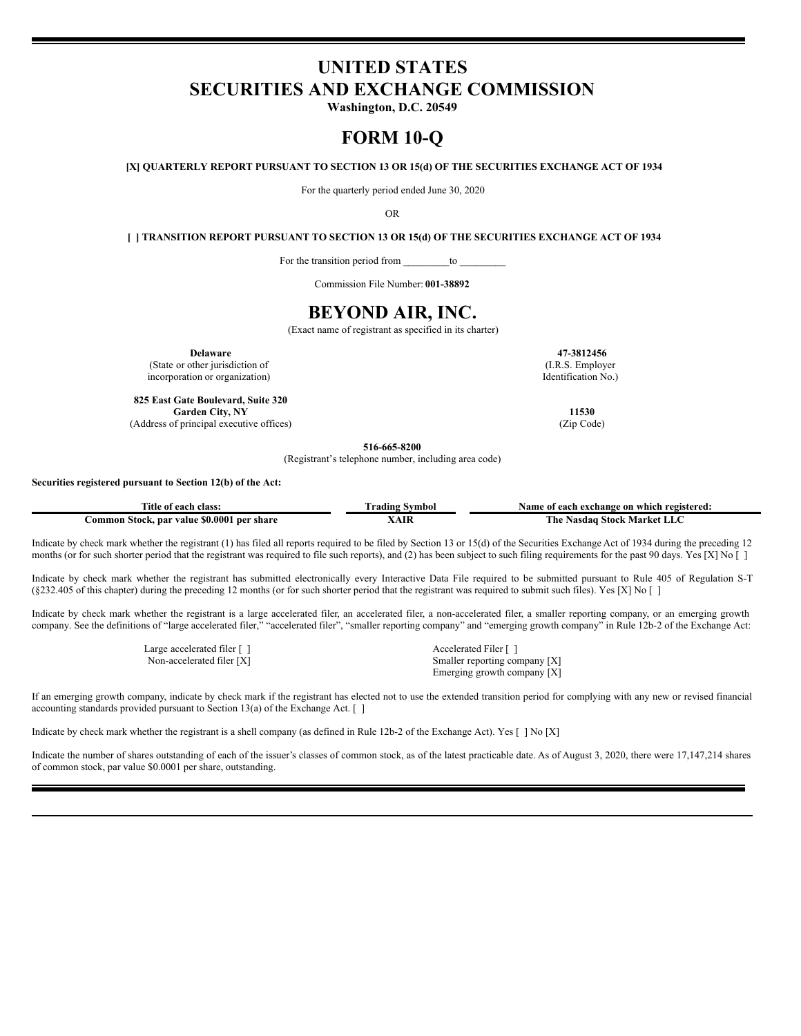# UNITED STATES
# SECURITIES AND EXCHANGE COMMISSION

**Washington, D.C. 20549**

# FORM 10-Q

**[X] QUARTERLY REPORT PURSUANT TO SECTION 13 OR 15(d) OF THE SECURITIES EXCHANGE ACT OF 1934**

For the quarterly period ended June 30, 2020

OR

**[ ] TRANSITION REPORT PURSUANT TO SECTION 13 OR 15(d) OF THE SECURITIES EXCHANGE ACT OF 1934**

For the transition period from _________to _________

Commission File Number: **001-38892**

# BEYOND AIR, INC.

(Exact name of registrant as specified in its charter)

| | |
|---|---|
| **Delaware**<br>(State or other jurisdiction of incorporation or organization) | **47-3812456**<br>(I.R.S. Employer Identification No.) |
| **825 East Gate Boulevard, Suite 320**<br>**Garden City, NY**<br>(Address of principal executive offices) | **11530**<br>(Zip Code) |

**516-665-8200**

(Registrant's telephone number, including area code)

**Securities registered pursuant to Section 12(b) of the Act:**

| Title of each class: | Trading Symbol | Name of each exchange on which registered: |
|---|---|---|
| **Common Stock, par value $0.0001 per share** | **XAIR** | **The Nasdaq Stock Market LLC** |

Indicate by check mark whether the registrant (1) has filed all reports required to be filed by Section 13 or 15(d) of the Securities Exchange Act of 1934 during the preceding 12 months (or for such shorter period that the registrant was required to file such reports), and (2) has been subject to such filing requirements for the past 90 days. Yes [X] No [ ]

Indicate by check mark whether the registrant has submitted electronically every Interactive Data File required to be submitted pursuant to Rule 405 of Regulation S-T (§232.405 of this chapter) during the preceding 12 months (or for such shorter period that the registrant was required to submit such files). Yes [X] No [ ]

Indicate by check mark whether the registrant is a large accelerated filer, an accelerated filer, a non-accelerated filer, a smaller reporting company, or an emerging growth company. See the definitions of "large accelerated filer," "accelerated filer", "smaller reporting company" and "emerging growth company" in Rule 12b-2 of the Exchange Act:

| | |
|---|---|
| Large accelerated filer [ ] | Accelerated Filer [ ] |
| Non-accelerated filer [X] | Smaller reporting company [X] |
| | Emerging growth company [X] |

If an emerging growth company, indicate by check mark if the registrant has elected not to use the extended transition period for complying with any new or revised financial accounting standards provided pursuant to Section 13(a) of the Exchange Act. [ ]

Indicate by check mark whether the registrant is a shell company (as defined in Rule 12b-2 of the Exchange Act). Yes [ ] No [X]

Indicate the number of shares outstanding of each of the issuer's classes of common stock, as of the latest practicable date. As of August 3, 2020, there were 17,147,214 shares of common stock, par value $0.0001 per share, outstanding.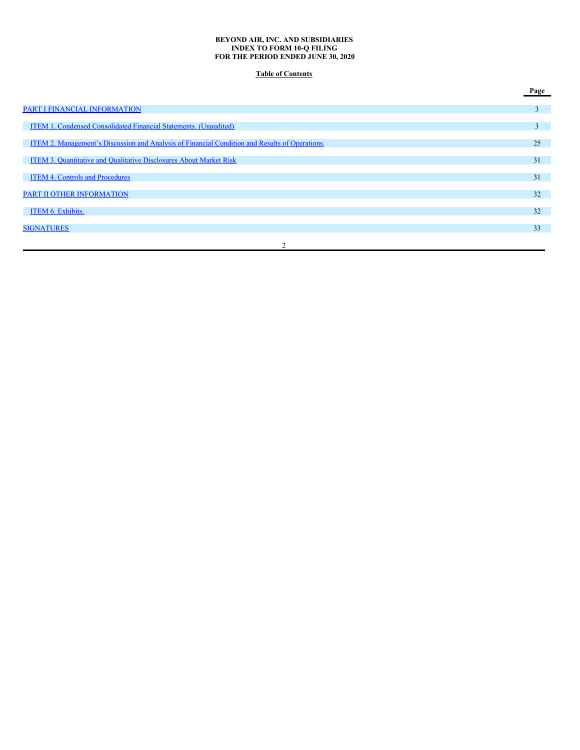**BEYOND AIR, INC. AND SUBSIDIARIES**
**INDEX TO FORM 10-Q FILING**
**FOR THE PERIOD ENDED JUNE 30, 2020**

**Table of Contents**

| | Page |
|---|---|
| PART I FINANCIAL INFORMATION | 3 |
| ITEM 1. Condensed Consolidated Financial Statements. (Unaudited) | 3 |
| ITEM 2. Management's Discussion and Analysis of Financial Condition and Results of Operations. | 25 |
| ITEM 3. Quantitative and Qualitative Disclosures About Market Risk | 31 |
| ITEM 4. Controls and Procedures | 31 |
| PART II OTHER INFORMATION | 32 |
| ITEM 6. Exhibits. | 32 |
| SIGNATURES | 33 |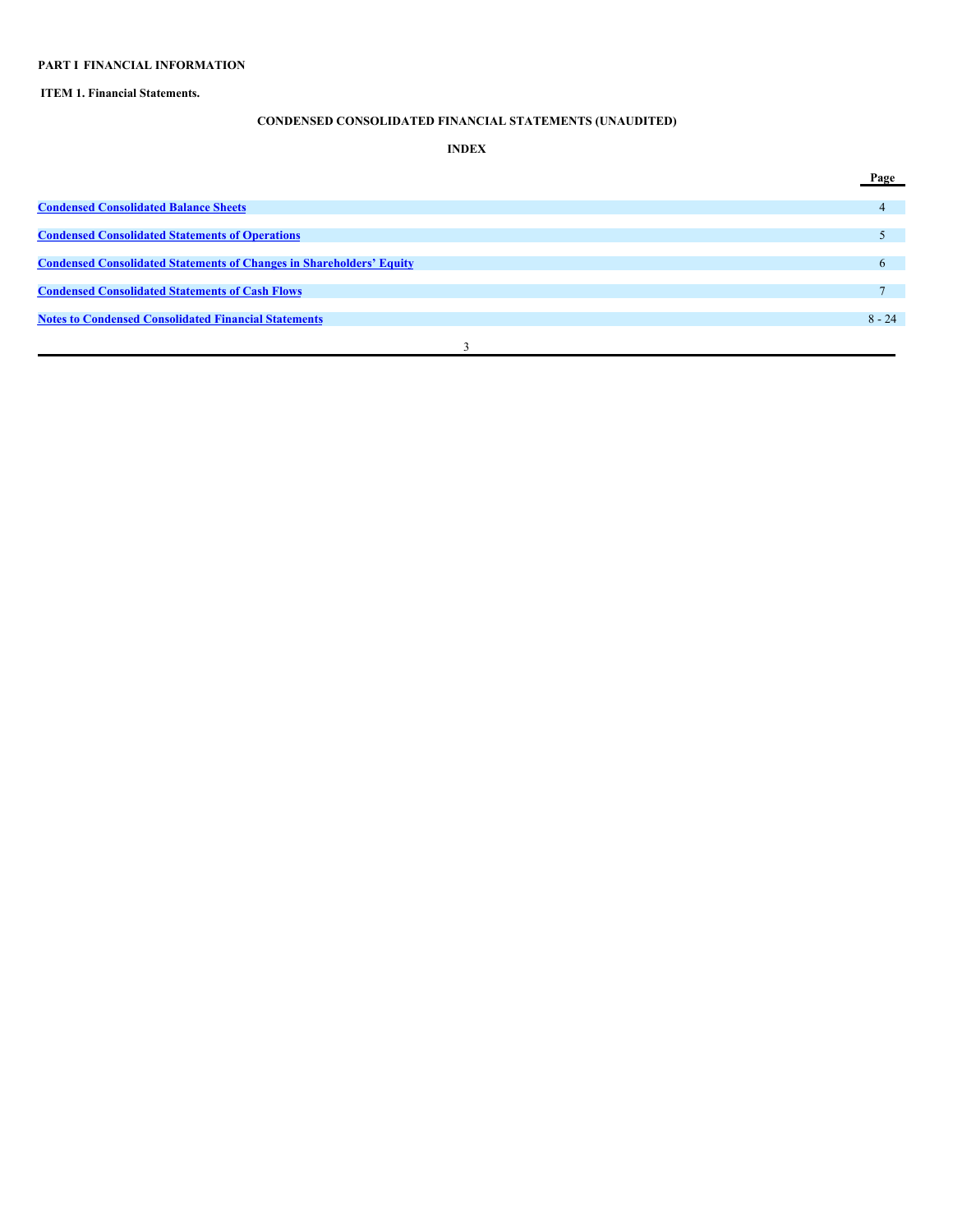**PART I FINANCIAL INFORMATION**

**ITEM 1. Financial Statements.**

## CONDENSED CONSOLIDATED FINANCIAL STATEMENTS (UNAUDITED)

### INDEX

| | Page |
|---|---|
| **Condensed Consolidated Balance Sheets** | 4 |
| **Condensed Consolidated Statements of Operations** | 5 |
| **Condensed Consolidated Statements of Changes in Shareholders' Equity** | 6 |
| **Condensed Consolidated Statements of Cash Flows** | 7 |
| **Notes to Condensed Consolidated Financial Statements** | 8 - 24 |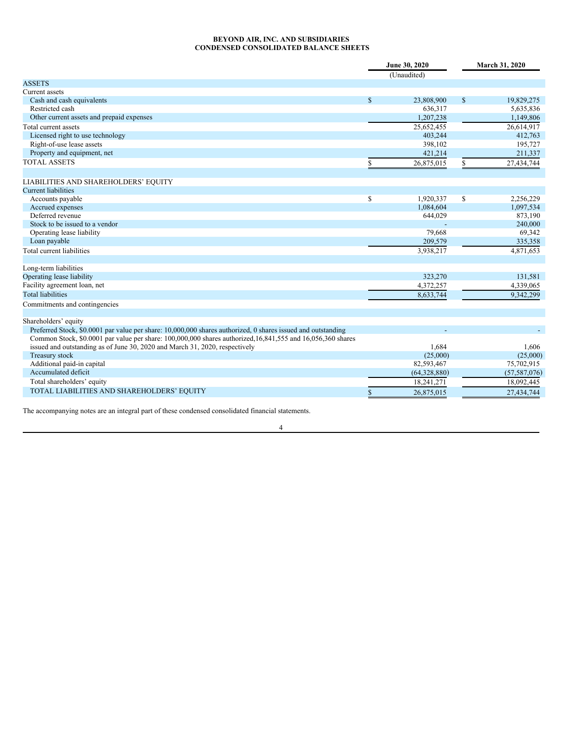**BEYOND AIR, INC. AND SUBSIDIARIES**
**CONDENSED CONSOLIDATED BALANCE SHEETS**

| | June 30, 2020 | March 31, 2020 |
|---|---|---|
| | (Unaudited) | |
| ASSETS | | |
| Current assets | | |
| Cash and cash equivalents | $ 23,808,900 | $ 19,829,275 |
| Restricted cash | 636,317 | 5,635,836 |
| Other current assets and prepaid expenses | 1,207,238 | 1,149,806 |
| Total current assets | 25,652,455 | 26,614,917 |
| Licensed right to use technology | 403,244 | 412,763 |
| Right-of-use lease assets | 398,102 | 195,727 |
| Property and equipment, net | 421,214 | 211,337 |
| TOTAL ASSETS | $ 26,875,015 | $ 27,434,744 |
| | | |
| LIABILITIES AND SHAREHOLDERS' EQUITY | | |
| Current liabilities | | |
| Accounts payable | $ 1,920,337 | $ 2,256,229 |
| Accrued expenses | 1,084,604 | 1,097,534 |
| Deferred revenue | 644,029 | 873,190 |
| Stock to be issued to a vendor | - | 240,000 |
| Operating lease liability | 79,668 | 69,342 |
| Loan payable | 209,579 | 335,358 |
| Total current liabilities | 3,938,217 | 4,871,653 |
| | | |
| Long-term liabilities | | |
| Operating lease liability | 323,270 | 131,581 |
| Facility agreement loan, net | 4,372,257 | 4,339,065 |
| Total liabilities | 8,633,744 | 9,342,299 |
| Commitments and contingencies | | |
| | | |
| Shareholders' equity | | |
| Preferred Stock, $0.0001 par value per share: 10,000,000 shares authorized, 0 shares issued and outstanding | - | - |
| Common Stock, $0.0001 par value per share: 100,000,000 shares authorized,16,841,555 and 16,056,360 shares issued and outstanding as of June 30, 2020 and March 31, 2020, respectively | 1,684 | 1,606 |
| Treasury stock | (25,000) | (25,000) |
| Additional paid-in capital | 82,593,467 | 75,702,915 |
| Accumulated deficit | (64,328,880) | (57,587,076) |
| Total shareholders' equity | 18,241,271 | 18,092,445 |
| TOTAL LIABILITIES AND SHAREHOLDERS' EQUITY | $ 26,875,015 | 27,434,744 |

The accompanying notes are an integral part of these condensed consolidated financial statements.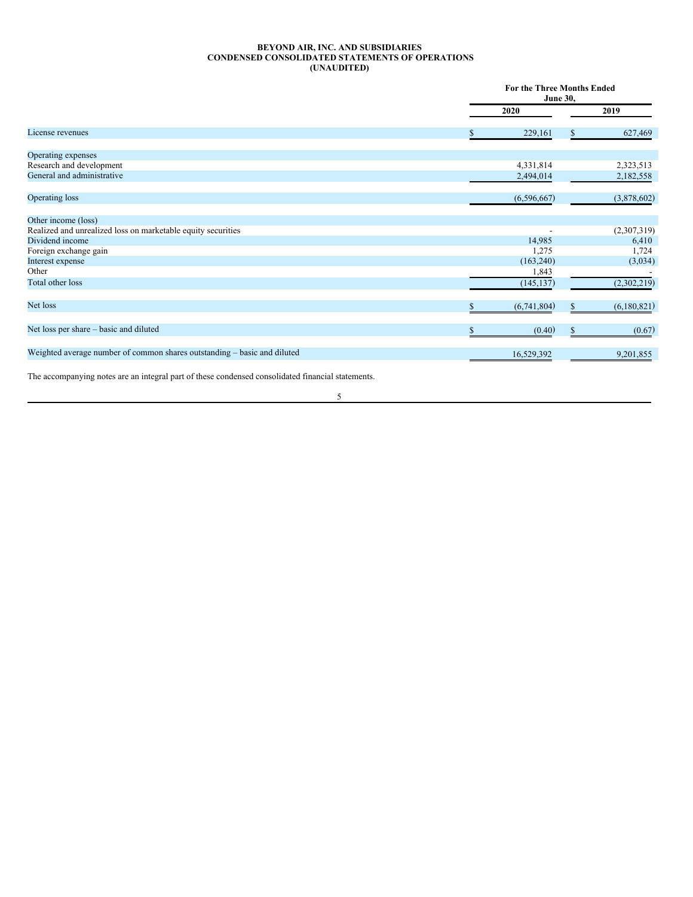**BEYOND AIR, INC. AND SUBSIDIARIES**
**CONDENSED CONSOLIDATED STATEMENTS OF OPERATIONS**
**(UNAUDITED)**

| | For the Three Months Ended June 30, | |
|---|---|---|
| | 2020 | 2019 |
| License revenues | $ 229,161 | $ 627,469 |
| | | |
| Operating expenses | | |
| Research and development | 4,331,814 | 2,323,513 |
| General and administrative | 2,494,014 | 2,182,558 |
| | | |
| Operating loss | (6,596,667) | (3,878,602) |
| | | |
| Other income (loss) | | |
| Realized and unrealized loss on marketable equity securities | - | (2,307,319) |
| Dividend income | 14,985 | 6,410 |
| Foreign exchange gain | 1,275 | 1,724 |
| Interest expense | (163,240) | (3,034) |
| Other | 1,843 | - |
| Total other loss | (145,137) | (2,302,219) |
| | | |
| Net loss | $ (6,741,804) | $ (6,180,821) |
| | | |
| Net loss per share – basic and diluted | $ (0.40) | $ (0.67) |
| | | |
| Weighted average number of common shares outstanding – basic and diluted | 16,529,392 | 9,201,855 |

The accompanying notes are an integral part of these condensed consolidated financial statements.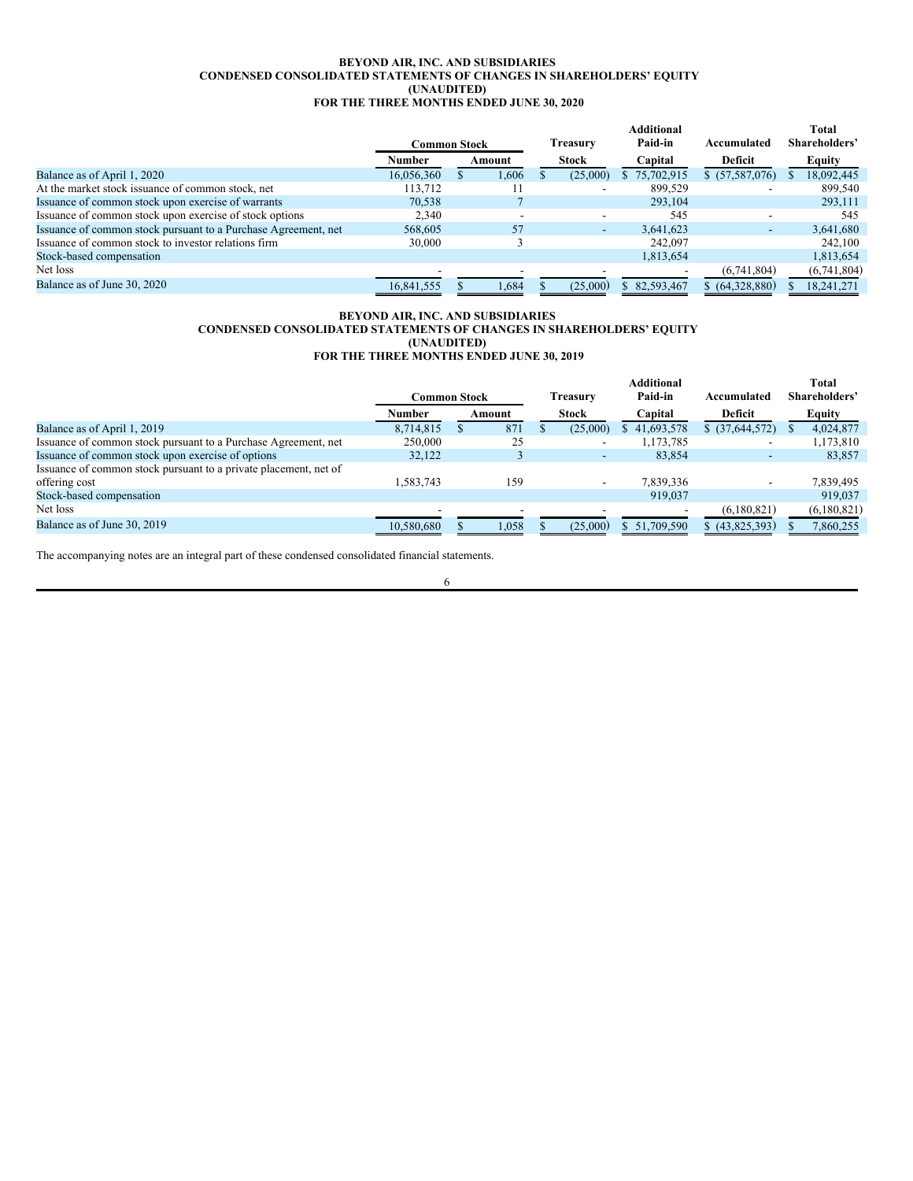**BEYOND AIR, INC. AND SUBSIDIARIES**
**CONDENSED CONSOLIDATED STATEMENTS OF CHANGES IN SHAREHOLDERS' EQUITY**
**(UNAUDITED)**
**FOR THE THREE MONTHS ENDED JUNE 30, 2020**

| | Common Stock | | Treasury | Additional Paid-in | Accumulated | Total Shareholders' |
|---|---|---|---|---|---|---|
| | Number | Amount | Stock | Capital | Deficit | Equity |
| Balance as of April 1, 2020 | 16,056,360 | $ 1,606 | $ (25,000) | $ 75,702,915 | $ (57,587,076) | $ 18,092,445 |
| At the market stock issuance of common stock, net | 113,712 | 11 | - | 899,529 | - | 899,540 |
| Issuance of common stock upon exercise of warrants | 70,538 | 7 | | 293,104 | | 293,111 |
| Issuance of common stock upon exercise of stock options | 2,340 | - | - | 545 | - | 545 |
| Issuance of common stock pursuant to a Purchase Agreement, net | 568,605 | 57 | - | 3,641,623 | - | 3,641,680 |
| Issuance of common stock to investor relations firm | 30,000 | 3 | | 242,097 | | 242,100 |
| Stock-based compensation | | | | 1,813,654 | | 1,813,654 |
| Net loss | - | - | - | - | (6,741,804) | (6,741,804) |
| Balance as of June 30, 2020 | 16,841,555 | $ 1,684 | $ (25,000) | $ 82,593,467 | $ (64,328,880) | $ 18,241,271 |

**BEYOND AIR, INC. AND SUBSIDIARIES**
**CONDENSED CONSOLIDATED STATEMENTS OF CHANGES IN SHAREHOLDERS' EQUITY**
**(UNAUDITED)**
**FOR THE THREE MONTHS ENDED JUNE 30, 2019**

| | Common Stock | | Treasury | Additional Paid-in | Accumulated | Total Shareholders' |
|---|---|---|---|---|---|---|
| | Number | Amount | Stock | Capital | Deficit | Equity |
| Balance as of April 1, 2019 | 8,714,815 | $ 871 | $ (25,000) | $ 41,693,578 | $ (37,644,572) | $ 4,024,877 |
| Issuance of common stock pursuant to a Purchase Agreement, net | 250,000 | 25 | - | 1,173,785 | - | 1,173,810 |
| Issuance of common stock upon exercise of options | 32,122 | 3 | - | 83,854 | - | 83,857 |
| Issuance of common stock pursuant to a private placement, net of offering cost | 1,583,743 | 159 | - | 7,839,336 | - | 7,839,495 |
| Stock-based compensation | | | | 919,037 | | 919,037 |
| Net loss | - | - | - | - | (6,180,821) | (6,180,821) |
| Balance as of June 30, 2019 | 10,580,680 | $ 1,058 | $ (25,000) | $ 51,709,590 | $ (43,825,393) | $ 7,860,255 |

The accompanying notes are an integral part of these condensed consolidated financial statements.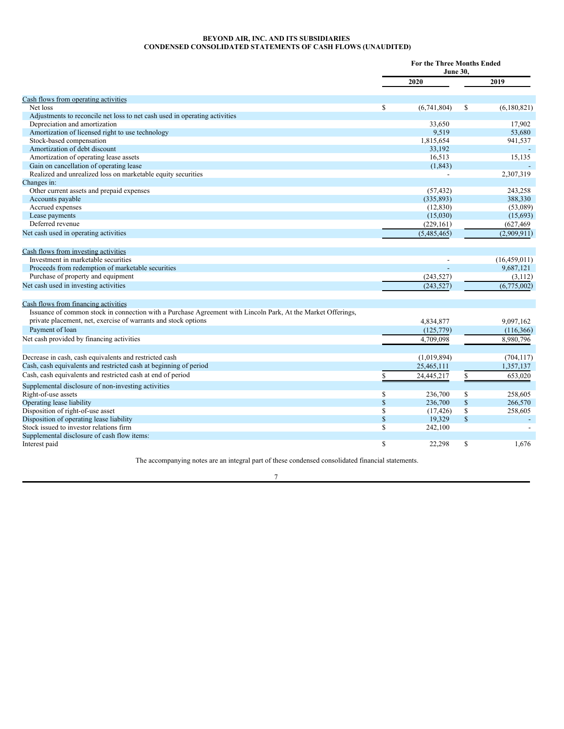**BEYOND AIR, INC. AND ITS SUBSIDIARIES**
**CONDENSED CONSOLIDATED STATEMENTS OF CASH FLOWS (UNAUDITED)**

| | For the Three Months Ended June 30, | |
|---|---|---|
| | 2020 | 2019 |
| Cash flows from operating activities | | |
| Net loss | $ (6,741,804) | $ (6,180,821) |
| Adjustments to reconcile net loss to net cash used in operating activities | | |
| Depreciation and amortization | 33,650 | 17,902 |
| Amortization of licensed right to use technology | 9,519 | 53,680 |
| Stock-based compensation | 1,815,654 | 941,537 |
| Amortization of debt discount | 33,192 | - |
| Amortization of operating lease assets | 16,513 | 15,135 |
| Gain on cancellation of operating lease | (1,843) | - |
| Realized and unrealized loss on marketable equity securities | - | 2,307,319 |
| Changes in: | | |
| Other current assets and prepaid expenses | (57,432) | 243,258 |
| Accounts payable | (335,893) | 388,330 |
| Accrued expenses | (12,830) | (53,089) |
| Lease payments | (15,030) | (15,693) |
| Deferred revenue | (229,161) | (627,469 |
| Net cash used in operating activities | (5,485,465) | (2,909,911) |
| | | |
| Cash flows from investing activities | | |
| Investment in marketable securities | - | (16,459,011) |
| Proceeds from redemption of marketable securities | - | 9,687,121 |
| Purchase of property and equipment | (243,527) | (3,112) |
| Net cash used in investing activities | (243,527) | (6,775,002) |
| | | |
| Cash flows from financing activities | | |
| Issuance of common stock in connection with a Purchase Agreement with Lincoln Park, At the Market Offerings, private placement, net, exercise of warrants and stock options | 4,834,877 | 9,097,162 |
| Payment of loan | (125,779) | (116,366) |
| Net cash provided by financing activities | 4,709,098 | 8,980,796 |
| | | |
| Decrease in cash, cash equivalents and restricted cash | (1,019,894) | (704,117) |
| Cash, cash equivalents and restricted cash at beginning of period | 25,465,111 | 1,357,137 |
| Cash, cash equivalents and restricted cash at end of period | $ 24,445,217 | $ 653,020 |
| Supplemental disclosure of non-investing activities | | |
| Right-of-use assets | $ 236,700 | $ 258,605 |
| Operating lease liability | $ 236,700 | $ 266,570 |
| Disposition of right-of-use asset | $ (17,426) | $ 258,605 |
| Disposition of operating lease liability | $ 19,329 | $ - |
| Stock issued to investor relations firm | $ 242,100 | - |
| Supplemental disclosure of cash flow items: | | |
| Interest paid | $ 22,298 | $ 1,676 |

The accompanying notes are an integral part of these condensed consolidated financial statements.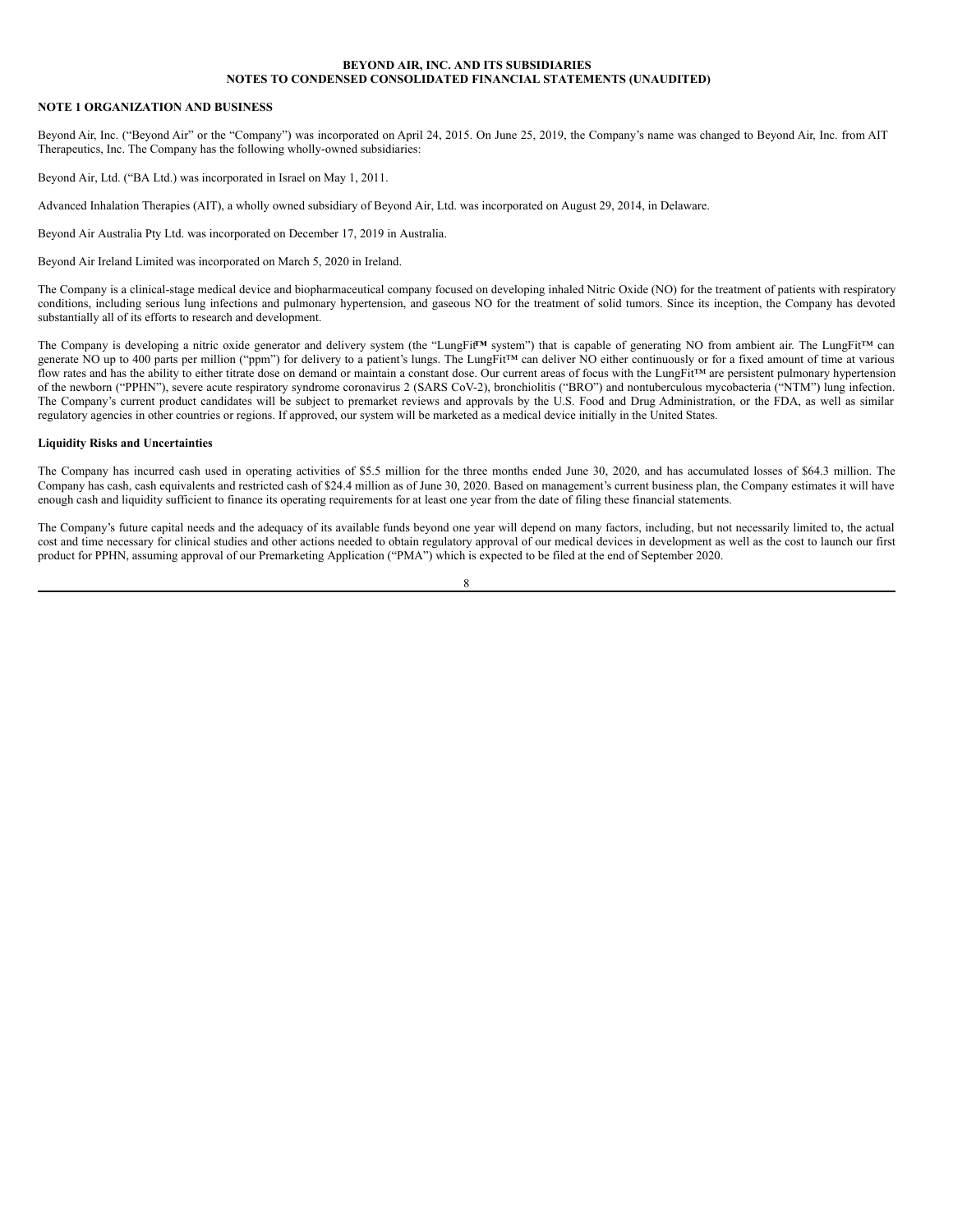**BEYOND AIR, INC. AND ITS SUBSIDIARIES**
**NOTES TO CONDENSED CONSOLIDATED FINANCIAL STATEMENTS (UNAUDITED)**

## NOTE 1 ORGANIZATION AND BUSINESS

Beyond Air, Inc. ("Beyond Air" or the "Company") was incorporated on April 24, 2015. On June 25, 2019, the Company's name was changed to Beyond Air, Inc. from AIT Therapeutics, Inc. The Company has the following wholly-owned subsidiaries:

Beyond Air, Ltd. ("BA Ltd.) was incorporated in Israel on May 1, 2011.

Advanced Inhalation Therapies (AIT), a wholly owned subsidiary of Beyond Air, Ltd. was incorporated on August 29, 2014, in Delaware.

Beyond Air Australia Pty Ltd. was incorporated on December 17, 2019 in Australia.

Beyond Air Ireland Limited was incorporated on March 5, 2020 in Ireland.

The Company is a clinical-stage medical device and biopharmaceutical company focused on developing inhaled Nitric Oxide (NO) for the treatment of patients with respiratory conditions, including serious lung infections and pulmonary hypertension, and gaseous NO for the treatment of solid tumors. Since its inception, the Company has devoted substantially all of its efforts to research and development.

The Company is developing a nitric oxide generator and delivery system (the "LungFit™ system") that is capable of generating NO from ambient air. The LungFit™ can generate NO up to 400 parts per million ("ppm") for delivery to a patient's lungs. The LungFit™ can deliver NO either continuously or for a fixed amount of time at various flow rates and has the ability to either titrate dose on demand or maintain a constant dose. Our current areas of focus with the LungFit™ are persistent pulmonary hypertension of the newborn ("PPHN"), severe acute respiratory syndrome coronavirus 2 (SARS CoV-2), bronchiolitis ("BRO") and nontuberculous mycobacteria ("NTM") lung infection. The Company's current product candidates will be subject to premarket reviews and approvals by the U.S. Food and Drug Administration, or the FDA, as well as similar regulatory agencies in other countries or regions. If approved, our system will be marketed as a medical device initially in the United States.

### Liquidity Risks and Uncertainties

The Company has incurred cash used in operating activities of $5.5 million for the three months ended June 30, 2020, and has accumulated losses of $64.3 million. The Company has cash, cash equivalents and restricted cash of $24.4 million as of June 30, 2020. Based on management's current business plan, the Company estimates it will have enough cash and liquidity sufficient to finance its operating requirements for at least one year from the date of filing these financial statements.

The Company's future capital needs and the adequacy of its available funds beyond one year will depend on many factors, including, but not necessarily limited to, the actual cost and time necessary for clinical studies and other actions needed to obtain regulatory approval of our medical devices in development as well as the cost to launch our first product for PPHN, assuming approval of our Premarketing Application ("PMA") which is expected to be filed at the end of September 2020.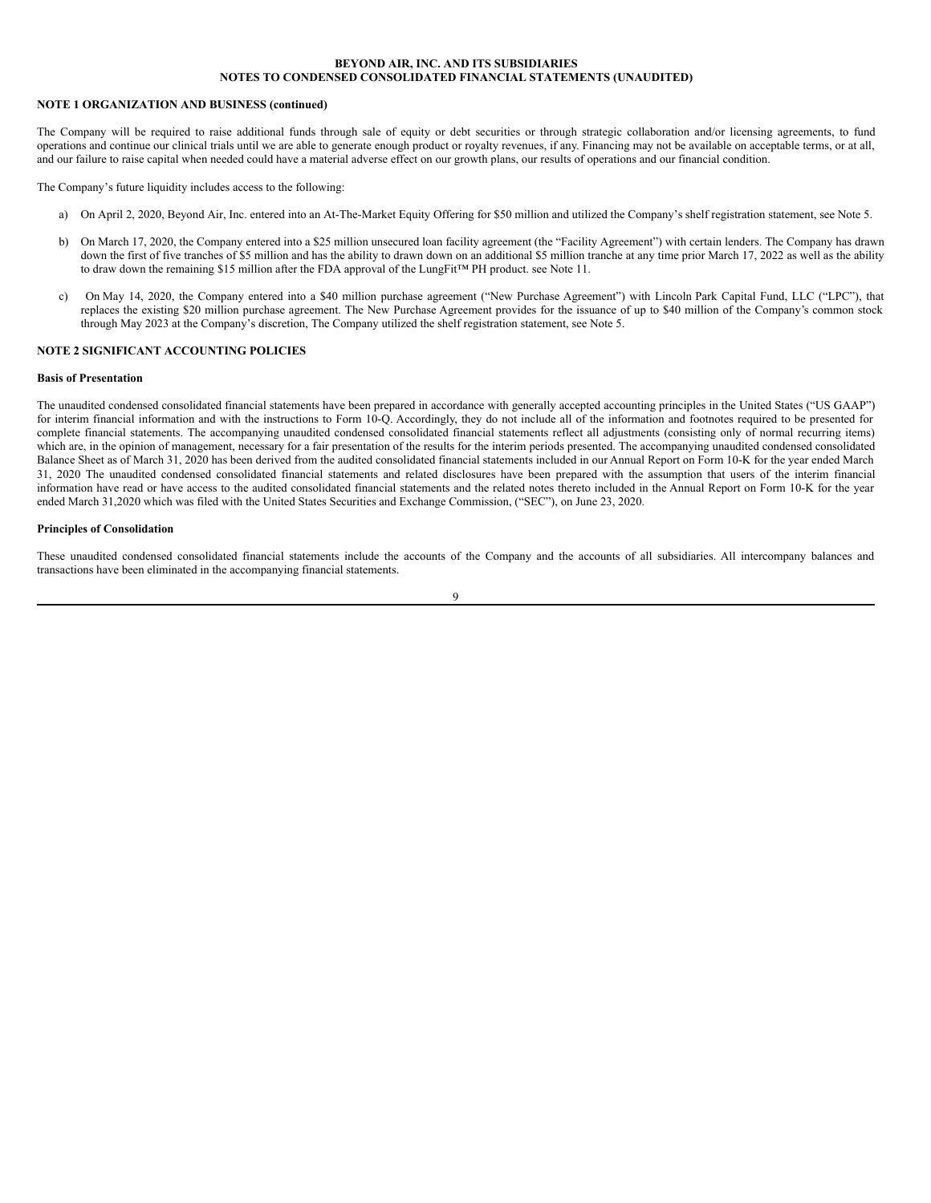**BEYOND AIR, INC. AND ITS SUBSIDIARIES**
**NOTES TO CONDENSED CONSOLIDATED FINANCIAL STATEMENTS (UNAUDITED)**

**NOTE 1 ORGANIZATION AND BUSINESS (continued)**

The Company will be required to raise additional funds through sale of equity or debt securities or through strategic collaboration and/or licensing agreements, to fund operations and continue our clinical trials until we are able to generate enough product or royalty revenues, if any. Financing may not be available on acceptable terms, or at all, and our failure to raise capital when needed could have a material adverse effect on our growth plans, our results of operations and our financial condition.

The Company's future liquidity includes access to the following:

a) On April 2, 2020, Beyond Air, Inc. entered into an At-The-Market Equity Offering for $50 million and utilized the Company's shelf registration statement, see Note 5.

b) On March 17, 2020, the Company entered into a $25 million unsecured loan facility agreement (the "Facility Agreement") with certain lenders. The Company has drawn down the first of five tranches of $5 million and has the ability to drawn down on an additional $5 million tranche at any time prior March 17, 2022 as well as the ability to draw down the remaining $15 million after the FDA approval of the LungFit™ PH product. see Note 11.

c) On May 14, 2020, the Company entered into a $40 million purchase agreement ("New Purchase Agreement") with Lincoln Park Capital Fund, LLC ("LPC"), that replaces the existing $20 million purchase agreement. The New Purchase Agreement provides for the issuance of up to $40 million of the Company's common stock through May 2023 at the Company's discretion, The Company utilized the shelf registration statement, see Note 5.

**NOTE 2 SIGNIFICANT ACCOUNTING POLICIES**

**Basis of Presentation**

The unaudited condensed consolidated financial statements have been prepared in accordance with generally accepted accounting principles in the United States ("US GAAP") for interim financial information and with the instructions to Form 10-Q. Accordingly, they do not include all of the information and footnotes required to be presented for complete financial statements. The accompanying unaudited condensed consolidated financial statements reflect all adjustments (consisting only of normal recurring items) which are, in the opinion of management, necessary for a fair presentation of the results for the interim periods presented. The accompanying unaudited condensed consolidated Balance Sheet as of March 31, 2020 has been derived from the audited consolidated financial statements included in our Annual Report on Form 10-K for the year ended March 31, 2020 The unaudited condensed consolidated financial statements and related disclosures have been prepared with the assumption that users of the interim financial information have read or have access to the audited consolidated financial statements and the related notes thereto included in the Annual Report on Form 10-K for the year ended March 31,2020 which was filed with the United States Securities and Exchange Commission, ("SEC"), on June 23, 2020.

**Principles of Consolidation**

These unaudited condensed consolidated financial statements include the accounts of the Company and the accounts of all subsidiaries. All intercompany balances and transactions have been eliminated in the accompanying financial statements.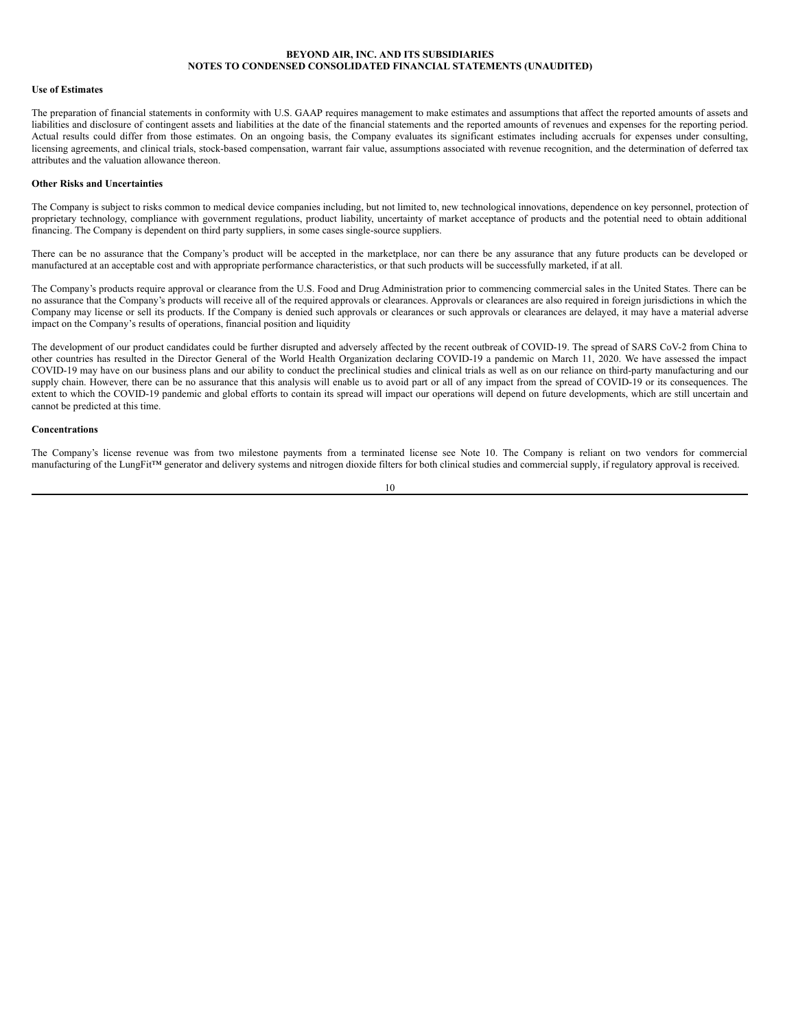**BEYOND AIR, INC. AND ITS SUBSIDIARIES**
**NOTES TO CONDENSED CONSOLIDATED FINANCIAL STATEMENTS (UNAUDITED)**

**Use of Estimates**

The preparation of financial statements in conformity with U.S. GAAP requires management to make estimates and assumptions that affect the reported amounts of assets and liabilities and disclosure of contingent assets and liabilities at the date of the financial statements and the reported amounts of revenues and expenses for the reporting period. Actual results could differ from those estimates. On an ongoing basis, the Company evaluates its significant estimates including accruals for expenses under consulting, licensing agreements, and clinical trials, stock-based compensation, warrant fair value, assumptions associated with revenue recognition, and the determination of deferred tax attributes and the valuation allowance thereon.

**Other Risks and Uncertainties**

The Company is subject to risks common to medical device companies including, but not limited to, new technological innovations, dependence on key personnel, protection of proprietary technology, compliance with government regulations, product liability, uncertainty of market acceptance of products and the potential need to obtain additional financing. The Company is dependent on third party suppliers, in some cases single-source suppliers.

There can be no assurance that the Company's product will be accepted in the marketplace, nor can there be any assurance that any future products can be developed or manufactured at an acceptable cost and with appropriate performance characteristics, or that such products will be successfully marketed, if at all.

The Company's products require approval or clearance from the U.S. Food and Drug Administration prior to commencing commercial sales in the United States. There can be no assurance that the Company's products will receive all of the required approvals or clearances. Approvals or clearances are also required in foreign jurisdictions in which the Company may license or sell its products. If the Company is denied such approvals or clearances or such approvals or clearances are delayed, it may have a material adverse impact on the Company's results of operations, financial position and liquidity

The development of our product candidates could be further disrupted and adversely affected by the recent outbreak of COVID-19. The spread of SARS CoV-2 from China to other countries has resulted in the Director General of the World Health Organization declaring COVID-19 a pandemic on March 11, 2020. We have assessed the impact COVID-19 may have on our business plans and our ability to conduct the preclinical studies and clinical trials as well as on our reliance on third-party manufacturing and our supply chain. However, there can be no assurance that this analysis will enable us to avoid part or all of any impact from the spread of COVID-19 or its consequences. The extent to which the COVID-19 pandemic and global efforts to contain its spread will impact our operations will depend on future developments, which are still uncertain and cannot be predicted at this time.

**Concentrations**

The Company's license revenue was from two milestone payments from a terminated license see Note 10. The Company is reliant on two vendors for commercial manufacturing of the LungFit™ generator and delivery systems and nitrogen dioxide filters for both clinical studies and commercial supply, if regulatory approval is received.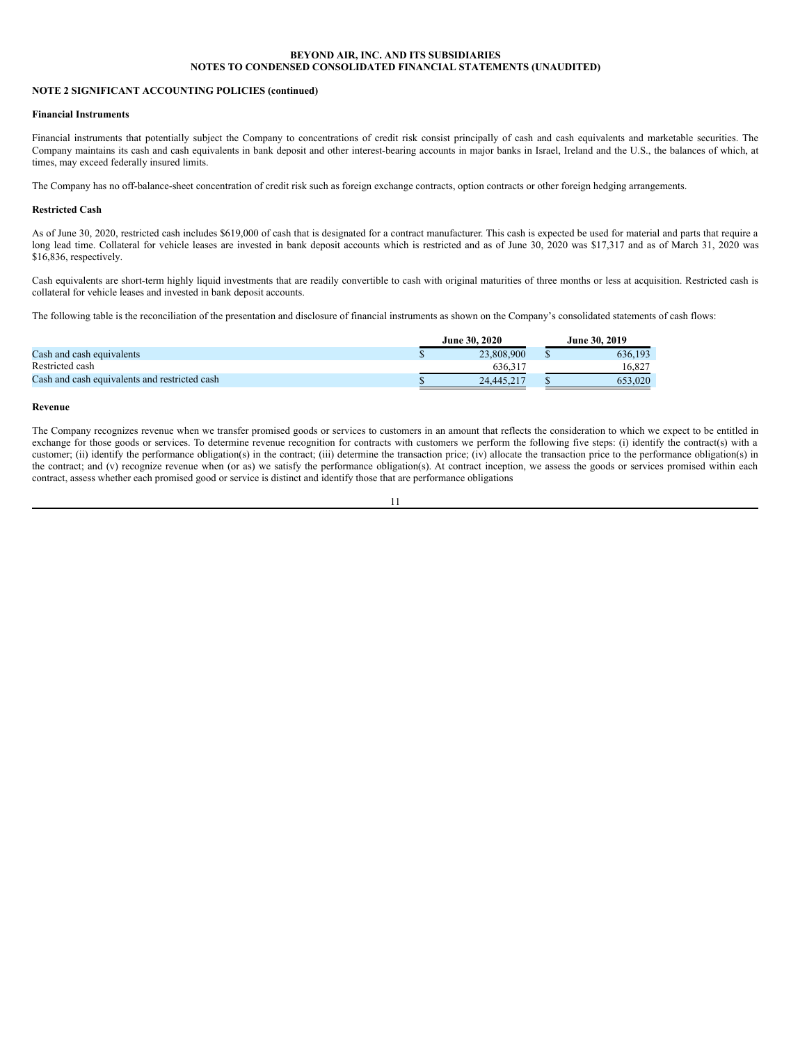**BEYOND AIR, INC. AND ITS SUBSIDIARIES**
**NOTES TO CONDENSED CONSOLIDATED FINANCIAL STATEMENTS (UNAUDITED)**

**NOTE 2 SIGNIFICANT ACCOUNTING POLICIES (continued)**

**Financial Instruments**

Financial instruments that potentially subject the Company to concentrations of credit risk consist principally of cash and cash equivalents and marketable securities. The Company maintains its cash and cash equivalents in bank deposit and other interest-bearing accounts in major banks in Israel, Ireland and the U.S., the balances of which, at times, may exceed federally insured limits.

The Company has no off-balance-sheet concentration of credit risk such as foreign exchange contracts, option contracts or other foreign hedging arrangements.

**Restricted Cash**

As of June 30, 2020, restricted cash includes $619,000 of cash that is designated for a contract manufacturer. This cash is expected be used for material and parts that require a long lead time. Collateral for vehicle leases are invested in bank deposit accounts which is restricted and as of June 30, 2020 was $17,317 and as of March 31, 2020 was $16,836, respectively.

Cash equivalents are short-term highly liquid investments that are readily convertible to cash with original maturities of three months or less at acquisition. Restricted cash is collateral for vehicle leases and invested in bank deposit accounts.

The following table is the reconciliation of the presentation and disclosure of financial instruments as shown on the Company's consolidated statements of cash flows:

| | June 30, 2020 | June 30, 2019 |
|---|---|---|
| Cash and cash equivalents | $ 23,808,900 | $ 636,193 |
| Restricted cash | 636,317 | 16,827 |
| Cash and cash equivalents and restricted cash | $ 24,445,217 | $ 653,020 |

**Revenue**

The Company recognizes revenue when we transfer promised goods or services to customers in an amount that reflects the consideration to which we expect to be entitled in exchange for those goods or services. To determine revenue recognition for contracts with customers we perform the following five steps: (i) identify the contract(s) with a customer; (ii) identify the performance obligation(s) in the contract; (iii) determine the transaction price; (iv) allocate the transaction price to the performance obligation(s) in the contract; and (v) recognize revenue when (or as) we satisfy the performance obligation(s). At contract inception, we assess the goods or services promised within each contract, assess whether each promised good or service is distinct and identify those that are performance obligations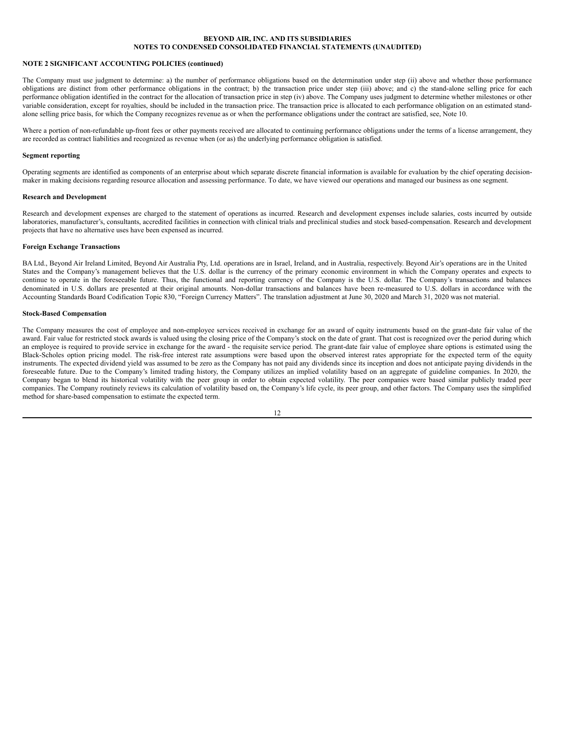**NOTE 2 SIGNIFICANT ACCOUNTING POLICIES (continued)**

The Company must use judgment to determine: a) the number of performance obligations based on the determination under step (ii) above and whether those performance obligations are distinct from other performance obligations in the contract; b) the transaction price under step (iii) above; and c) the stand-alone selling price for each performance obligation identified in the contract for the allocation of transaction price in step (iv) above. The Company uses judgment to determine whether milestones or other variable consideration, except for royalties, should be included in the transaction price. The transaction price is allocated to each performance obligation on an estimated stand-alone selling price basis, for which the Company recognizes revenue as or when the performance obligations under the contract are satisfied, see, Note 10.

Where a portion of non-refundable up-front fees or other payments received are allocated to continuing performance obligations under the terms of a license arrangement, they are recorded as contract liabilities and recognized as revenue when (or as) the underlying performance obligation is satisfied.

**Segment reporting**

Operating segments are identified as components of an enterprise about which separate discrete financial information is available for evaluation by the chief operating decision-maker in making decisions regarding resource allocation and assessing performance. To date, we have viewed our operations and managed our business as one segment.

**Research and Development**

Research and development expenses are charged to the statement of operations as incurred. Research and development expenses include salaries, costs incurred by outside laboratories, manufacturer's, consultants, accredited facilities in connection with clinical trials and preclinical studies and stock based-compensation. Research and development projects that have no alternative uses have been expensed as incurred.

**Foreign Exchange Transactions**

BA Ltd., Beyond Air Ireland Limited, Beyond Air Australia Pty, Ltd. operations are in Israel, Ireland, and in Australia, respectively. Beyond Air's operations are in the United States and the Company's management believes that the U.S. dollar is the currency of the primary economic environment in which the Company operates and expects to continue to operate in the foreseeable future. Thus, the functional and reporting currency of the Company is the U.S. dollar. The Company's transactions and balances denominated in U.S. dollars are presented at their original amounts. Non-dollar transactions and balances have been re-measured to U.S. dollars in accordance with the Accounting Standards Board Codification Topic 830, "Foreign Currency Matters". The translation adjustment at June 30, 2020 and March 31, 2020 was not material.

**Stock-Based Compensation**

The Company measures the cost of employee and non-employee services received in exchange for an award of equity instruments based on the grant-date fair value of the award. Fair value for restricted stock awards is valued using the closing price of the Company's stock on the date of grant. That cost is recognized over the period during which an employee is required to provide service in exchange for the award - the requisite service period. The grant-date fair value of employee share options is estimated using the Black-Scholes option pricing model. The risk-free interest rate assumptions were based upon the observed interest rates appropriate for the expected term of the equity instruments. The expected dividend yield was assumed to be zero as the Company has not paid any dividends since its inception and does not anticipate paying dividends in the foreseeable future. Due to the Company's limited trading history, the Company utilizes an implied volatility based on an aggregate of guideline companies. In 2020, the Company began to blend its historical volatility with the peer group in order to obtain expected volatility. The peer companies were based similar publicly traded peer companies. The Company routinely reviews its calculation of volatility based on, the Company's life cycle, its peer group, and other factors. The Company uses the simplified method for share-based compensation to estimate the expected term.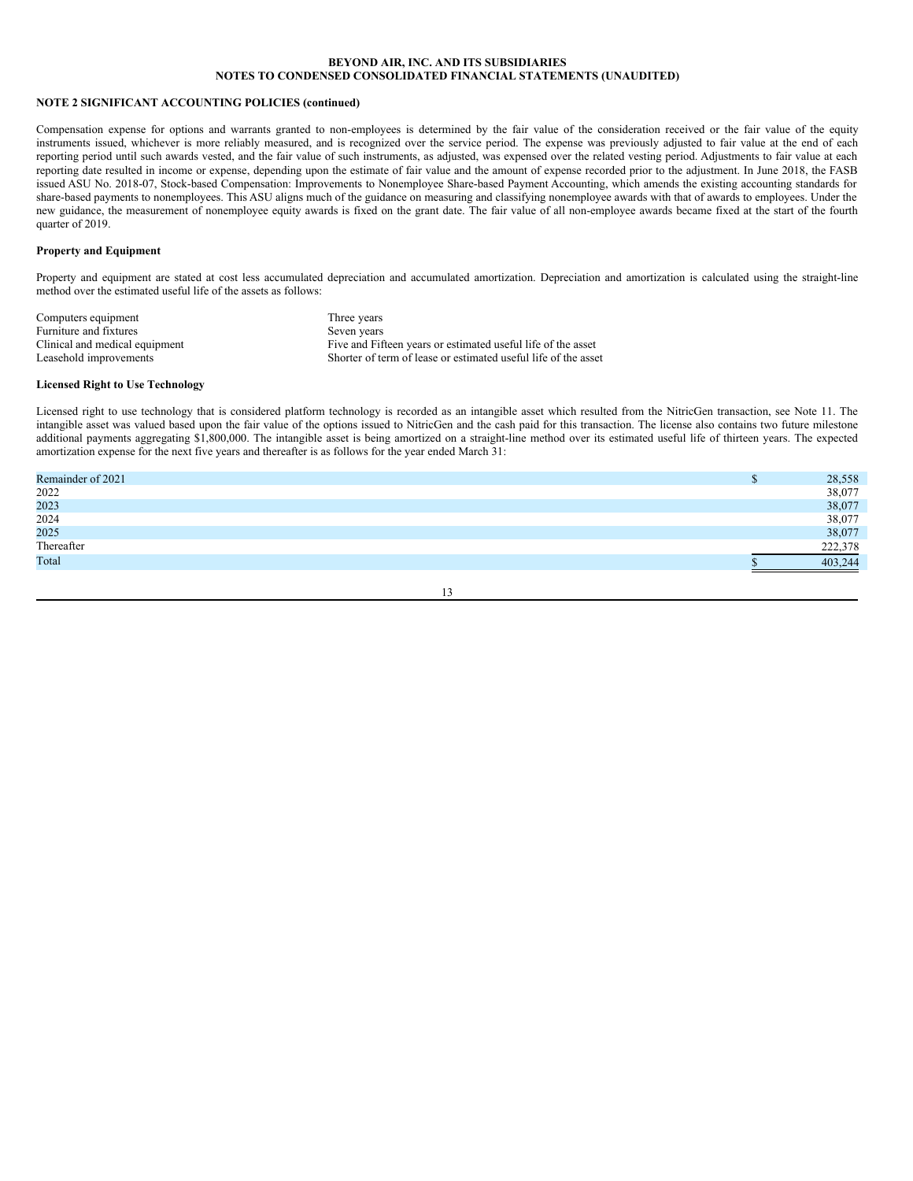**BEYOND AIR, INC. AND ITS SUBSIDIARIES**
**NOTES TO CONDENSED CONSOLIDATED FINANCIAL STATEMENTS (UNAUDITED)**

**NOTE 2 SIGNIFICANT ACCOUNTING POLICIES (continued)**

Compensation expense for options and warrants granted to non-employees is determined by the fair value of the consideration received or the fair value of the equity instruments issued, whichever is more reliably measured, and is recognized over the service period. The expense was previously adjusted to fair value at the end of each reporting period until such awards vested, and the fair value of such instruments, as adjusted, was expensed over the related vesting period. Adjustments to fair value at each reporting date resulted in income or expense, depending upon the estimate of fair value and the amount of expense recorded prior to the adjustment. In June 2018, the FASB issued ASU No. 2018-07, Stock-based Compensation: Improvements to Nonemployee Share-based Payment Accounting, which amends the existing accounting standards for share-based payments to nonemployees. This ASU aligns much of the guidance on measuring and classifying nonemployee awards with that of awards to employees. Under the new guidance, the measurement of nonemployee equity awards is fixed on the grant date. The fair value of all non-employee awards became fixed at the start of the fourth quarter of 2019.

**Property and Equipment**

Property and equipment are stated at cost less accumulated depreciation and accumulated amortization. Depreciation and amortization is calculated using the straight-line method over the estimated useful life of the assets as follows:

| | |
|---|---|
| Computers equipment | Three years |
| Furniture and fixtures | Seven years |
| Clinical and medical equipment | Five and Fifteen years or estimated useful life of the asset |
| Leasehold improvements | Shorter of term of lease or estimated useful life of the asset |

**Licensed Right to Use Technology**

Licensed right to use technology that is considered platform technology is recorded as an intangible asset which resulted from the NitricGen transaction, see Note 11. The intangible asset was valued based upon the fair value of the options issued to NitricGen and the cash paid for this transaction. The license also contains two future milestone additional payments aggregating $1,800,000. The intangible asset is being amortized on a straight-line method over its estimated useful life of thirteen years. The expected amortization expense for the next five years and thereafter is as follows for the year ended March 31:

| | |
|---|---|
| Remainder of 2021 | $ 28,558 |
| 2022 | 38,077 |
| 2023 | 38,077 |
| 2024 | 38,077 |
| 2025 | 38,077 |
| Thereafter | 222,378 |
| Total | $ 403,244 |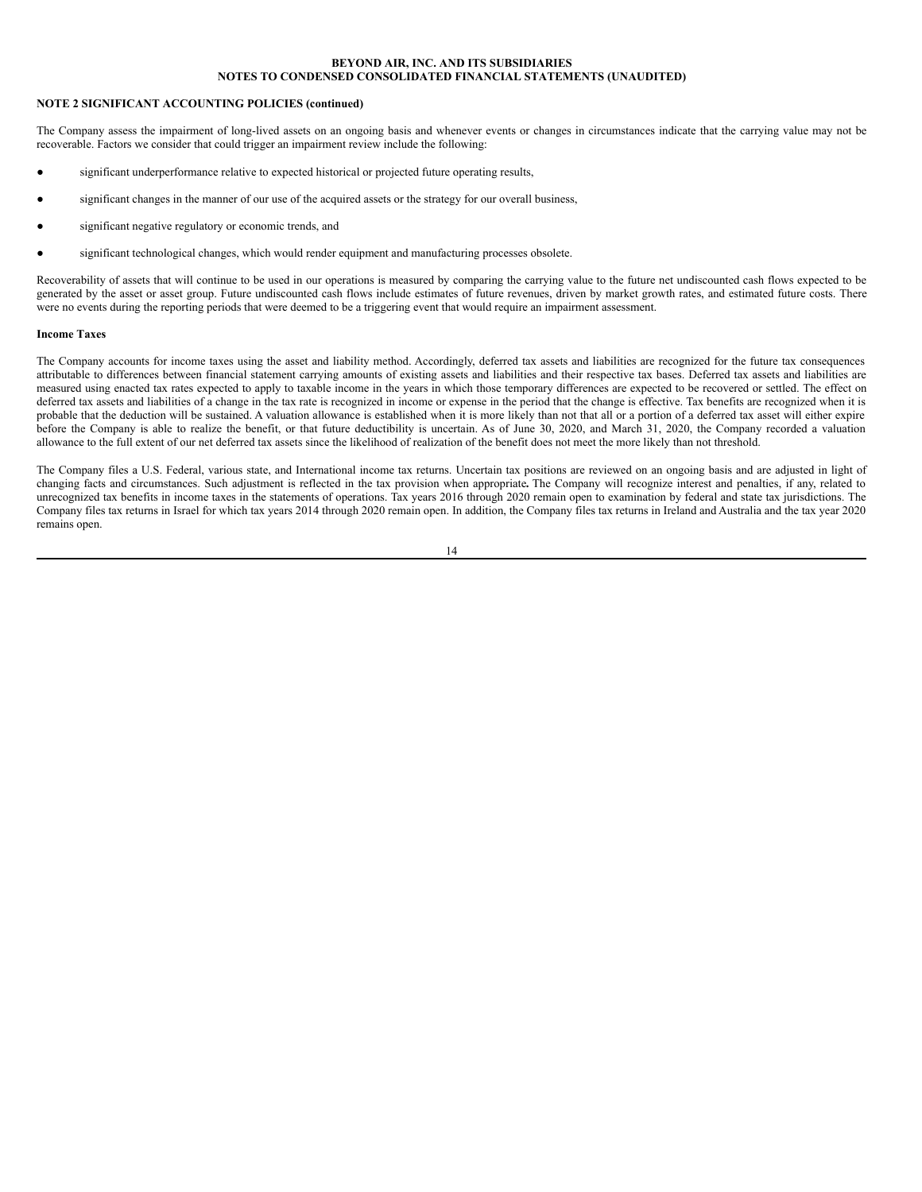**NOTE 2 SIGNIFICANT ACCOUNTING POLICIES (continued)**

The Company assess the impairment of long-lived assets on an ongoing basis and whenever events or changes in circumstances indicate that the carrying value may not be recoverable. Factors we consider that could trigger an impairment review include the following:

- significant underperformance relative to expected historical or projected future operating results,
- significant changes in the manner of our use of the acquired assets or the strategy for our overall business,
- significant negative regulatory or economic trends, and
- significant technological changes, which would render equipment and manufacturing processes obsolete.

Recoverability of assets that will continue to be used in our operations is measured by comparing the carrying value to the future net undiscounted cash flows expected to be generated by the asset or asset group. Future undiscounted cash flows include estimates of future revenues, driven by market growth rates, and estimated future costs. There were no events during the reporting periods that were deemed to be a triggering event that would require an impairment assessment.

**Income Taxes**

The Company accounts for income taxes using the asset and liability method. Accordingly, deferred tax assets and liabilities are recognized for the future tax consequences attributable to differences between financial statement carrying amounts of existing assets and liabilities and their respective tax bases. Deferred tax assets and liabilities are measured using enacted tax rates expected to apply to taxable income in the years in which those temporary differences are expected to be recovered or settled. The effect on deferred tax assets and liabilities of a change in the tax rate is recognized in income or expense in the period that the change is effective. Tax benefits are recognized when it is probable that the deduction will be sustained. A valuation allowance is established when it is more likely than not that all or a portion of a deferred tax asset will either expire before the Company is able to realize the benefit, or that future deductibility is uncertain. As of June 30, 2020, and March 31, 2020, the Company recorded a valuation allowance to the full extent of our net deferred tax assets since the likelihood of realization of the benefit does not meet the more likely than not threshold.

The Company files a U.S. Federal, various state, and International income tax returns. Uncertain tax positions are reviewed on an ongoing basis and are adjusted in light of changing facts and circumstances. Such adjustment is reflected in the tax provision when appropriate**.** The Company will recognize interest and penalties, if any, related to unrecognized tax benefits in income taxes in the statements of operations. Tax years 2016 through 2020 remain open to examination by federal and state tax jurisdictions. The Company files tax returns in Israel for which tax years 2014 through 2020 remain open. In addition, the Company files tax returns in Ireland and Australia and the tax year 2020 remains open.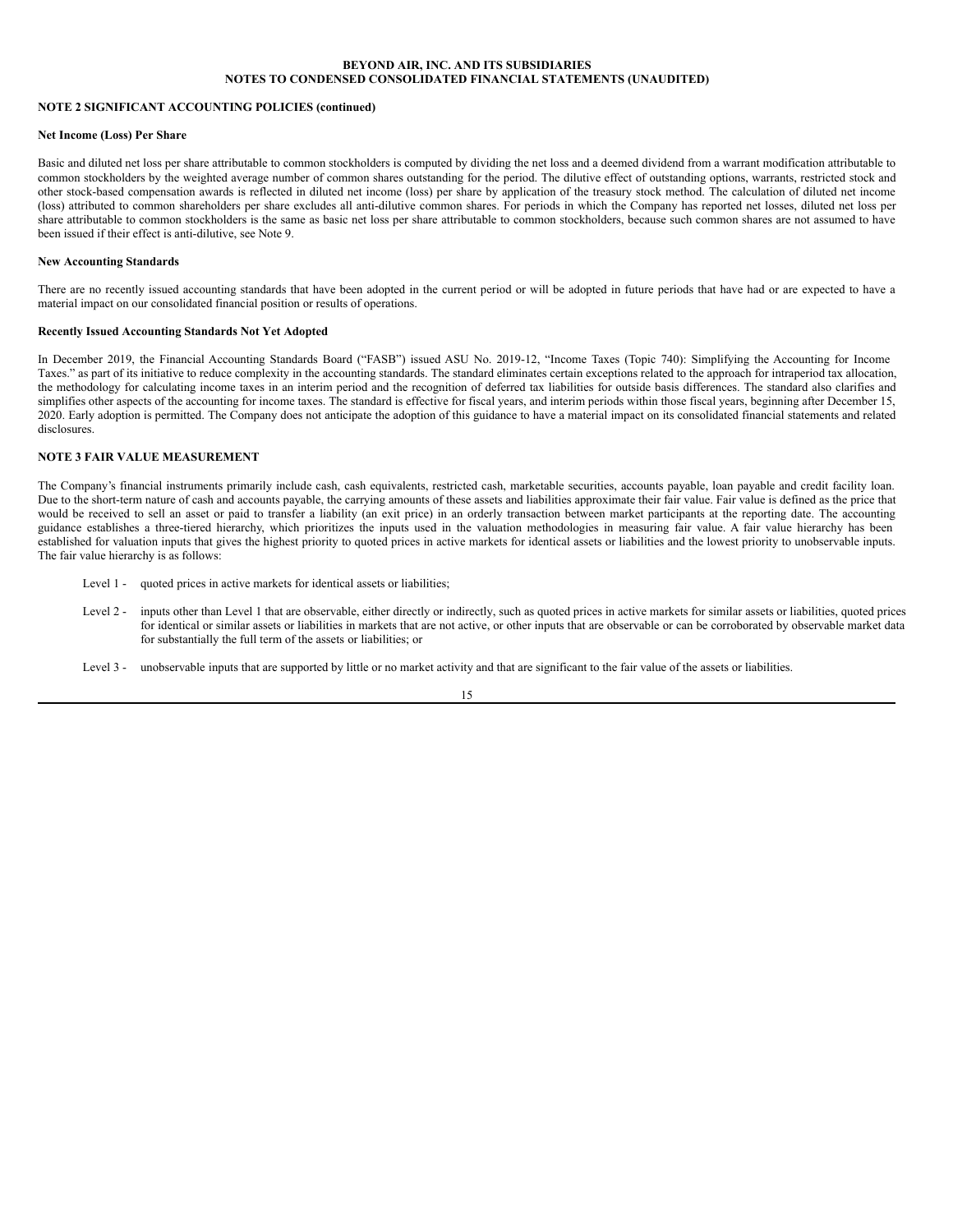## NOTE 2 SIGNIFICANT ACCOUNTING POLICIES (continued)

### Net Income (Loss) Per Share

Basic and diluted net loss per share attributable to common stockholders is computed by dividing the net loss and a deemed dividend from a warrant modification attributable to common stockholders by the weighted average number of common shares outstanding for the period. The dilutive effect of outstanding options, warrants, restricted stock and other stock-based compensation awards is reflected in diluted net income (loss) per share by application of the treasury stock method. The calculation of diluted net income (loss) attributed to common shareholders per share excludes all anti-dilutive common shares. For periods in which the Company has reported net losses, diluted net loss per share attributable to common stockholders is the same as basic net loss per share attributable to common stockholders, because such common shares are not assumed to have been issued if their effect is anti-dilutive, see Note 9.

### New Accounting Standards

There are no recently issued accounting standards that have been adopted in the current period or will be adopted in future periods that have had or are expected to have a material impact on our consolidated financial position or results of operations.

### Recently Issued Accounting Standards Not Yet Adopted

In December 2019, the Financial Accounting Standards Board ("FASB") issued ASU No. 2019-12, "Income Taxes (Topic 740): Simplifying the Accounting for Income Taxes." as part of its initiative to reduce complexity in the accounting standards. The standard eliminates certain exceptions related to the approach for intraperiod tax allocation, the methodology for calculating income taxes in an interim period and the recognition of deferred tax liabilities for outside basis differences. The standard also clarifies and simplifies other aspects of the accounting for income taxes. The standard is effective for fiscal years, and interim periods within those fiscal years, beginning after December 15, 2020. Early adoption is permitted. The Company does not anticipate the adoption of this guidance to have a material impact on its consolidated financial statements and related disclosures.

## NOTE 3 FAIR VALUE MEASUREMENT

The Company's financial instruments primarily include cash, cash equivalents, restricted cash, marketable securities, accounts payable, loan payable and credit facility loan. Due to the short-term nature of cash and accounts payable, the carrying amounts of these assets and liabilities approximate their fair value. Fair value is defined as the price that would be received to sell an asset or paid to transfer a liability (an exit price) in an orderly transaction between market participants at the reporting date. The accounting guidance establishes a three-tiered hierarchy, which prioritizes the inputs used in the valuation methodologies in measuring fair value. A fair value hierarchy has been established for valuation inputs that gives the highest priority to quoted prices in active markets for identical assets or liabilities and the lowest priority to unobservable inputs. The fair value hierarchy is as follows:

- Level 1 - quoted prices in active markets for identical assets or liabilities;
- Level 2 - inputs other than Level 1 that are observable, either directly or indirectly, such as quoted prices in active markets for similar assets or liabilities, quoted prices for identical or similar assets or liabilities in markets that are not active, or other inputs that are observable or can be corroborated by observable market data for substantially the full term of the assets or liabilities; or
- Level 3 - unobservable inputs that are supported by little or no market activity and that are significant to the fair value of the assets or liabilities.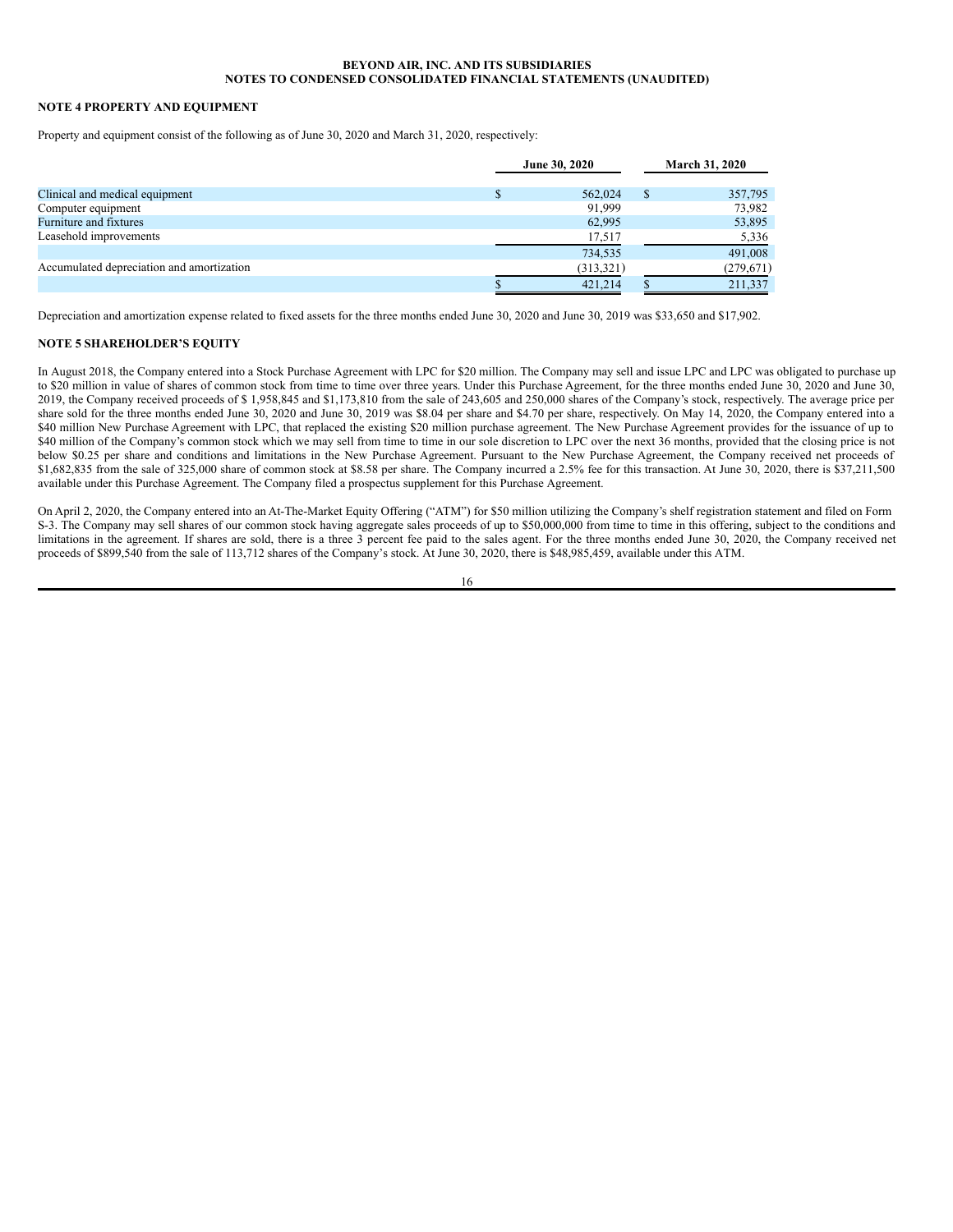**BEYOND AIR, INC. AND ITS SUBSIDIARIES**
**NOTES TO CONDENSED CONSOLIDATED FINANCIAL STATEMENTS (UNAUDITED)**

**NOTE 4 PROPERTY AND EQUIPMENT**

Property and equipment consist of the following as of June 30, 2020 and March 31, 2020, respectively:

| | June 30, 2020 | March 31, 2020 |
|---|---|---|
| Clinical and medical equipment | $ 562,024 | $ 357,795 |
| Computer equipment | 91,999 | 73,982 |
| Furniture and fixtures | 62,995 | 53,895 |
| Leasehold improvements | 17,517 | 5,336 |
| | 734,535 | 491,008 |
| Accumulated depreciation and amortization | (313,321) | (279,671) |
| | $ 421,214 | $ 211,337 |

Depreciation and amortization expense related to fixed assets for the three months ended June 30, 2020 and June 30, 2019 was $33,650 and $17,902.

**NOTE 5 SHAREHOLDER'S EQUITY**

In August 2018, the Company entered into a Stock Purchase Agreement with LPC for $20 million. The Company may sell and issue LPC and LPC was obligated to purchase up to $20 million in value of shares of common stock from time to time over three years. Under this Purchase Agreement, for the three months ended June 30, 2020 and June 30, 2019, the Company received proceeds of $ 1,958,845 and $1,173,810 from the sale of 243,605 and 250,000 shares of the Company's stock, respectively. The average price per share sold for the three months ended June 30, 2020 and June 30, 2019 was $8.04 per share and $4.70 per share, respectively. On May 14, 2020, the Company entered into a $40 million New Purchase Agreement with LPC, that replaced the existing $20 million purchase agreement. The New Purchase Agreement provides for the issuance of up to $40 million of the Company's common stock which we may sell from time to time in our sole discretion to LPC over the next 36 months, provided that the closing price is not below $0.25 per share and conditions and limitations in the New Purchase Agreement. Pursuant to the New Purchase Agreement, the Company received net proceeds of $1,682,835 from the sale of 325,000 share of common stock at $8.58 per share. The Company incurred a 2.5% fee for this transaction. At June 30, 2020, there is $37,211,500 available under this Purchase Agreement. The Company filed a prospectus supplement for this Purchase Agreement.

On April 2, 2020, the Company entered into an At-The-Market Equity Offering ("ATM") for $50 million utilizing the Company's shelf registration statement and filed on Form S-3. The Company may sell shares of our common stock having aggregate sales proceeds of up to $50,000,000 from time to time in this offering, subject to the conditions and limitations in the agreement. If shares are sold, there is a three 3 percent fee paid to the sales agent. For the three months ended June 30, 2020, the Company received net proceeds of $899,540 from the sale of 113,712 shares of the Company's stock. At June 30, 2020, there is $48,985,459, available under this ATM.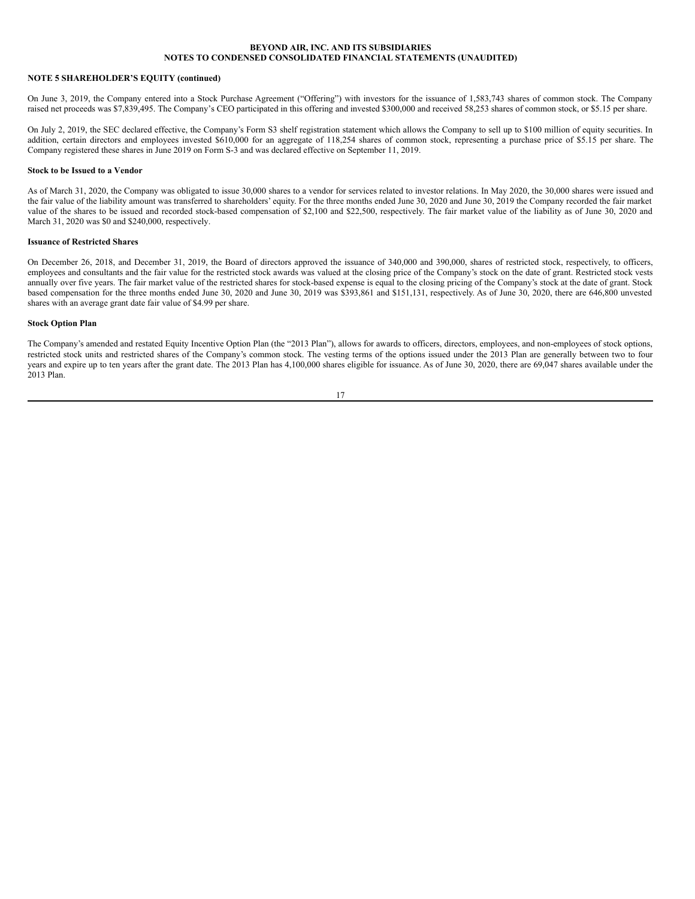**BEYOND AIR, INC. AND ITS SUBSIDIARIES**
**NOTES TO CONDENSED CONSOLIDATED FINANCIAL STATEMENTS (UNAUDITED)**

**NOTE 5 SHAREHOLDER'S EQUITY (continued)**

On June 3, 2019, the Company entered into a Stock Purchase Agreement ("Offering") with investors for the issuance of 1,583,743 shares of common stock. The Company raised net proceeds was $7,839,495. The Company's CEO participated in this offering and invested $300,000 and received 58,253 shares of common stock, or $5.15 per share.

On July 2, 2019, the SEC declared effective, the Company's Form S3 shelf registration statement which allows the Company to sell up to $100 million of equity securities. In addition, certain directors and employees invested $610,000 for an aggregate of 118,254 shares of common stock, representing a purchase price of $5.15 per share. The Company registered these shares in June 2019 on Form S-3 and was declared effective on September 11, 2019.

**Stock to be Issued to a Vendor**

As of March 31, 2020, the Company was obligated to issue 30,000 shares to a vendor for services related to investor relations. In May 2020, the 30,000 shares were issued and the fair value of the liability amount was transferred to shareholders' equity. For the three months ended June 30, 2020 and June 30, 2019 the Company recorded the fair market value of the shares to be issued and recorded stock-based compensation of $2,100 and $22,500, respectively. The fair market value of the liability as of June 30, 2020 and March 31, 2020 was $0 and $240,000, respectively.

**Issuance of Restricted Shares**

On December 26, 2018, and December 31, 2019, the Board of directors approved the issuance of 340,000 and 390,000, shares of restricted stock, respectively, to officers, employees and consultants and the fair value for the restricted stock awards was valued at the closing price of the Company's stock on the date of grant. Restricted stock vests annually over five years. The fair market value of the restricted shares for stock-based expense is equal to the closing pricing of the Company's stock at the date of grant. Stock based compensation for the three months ended June 30, 2020 and June 30, 2019 was $393,861 and $151,131, respectively. As of June 30, 2020, there are 646,800 unvested shares with an average grant date fair value of $4.99 per share.

**Stock Option Plan**

The Company's amended and restated Equity Incentive Option Plan (the "2013 Plan"), allows for awards to officers, directors, employees, and non-employees of stock options, restricted stock units and restricted shares of the Company's common stock. The vesting terms of the options issued under the 2013 Plan are generally between two to four years and expire up to ten years after the grant date. The 2013 Plan has 4,100,000 shares eligible for issuance. As of June 30, 2020, there are 69,047 shares available under the 2013 Plan.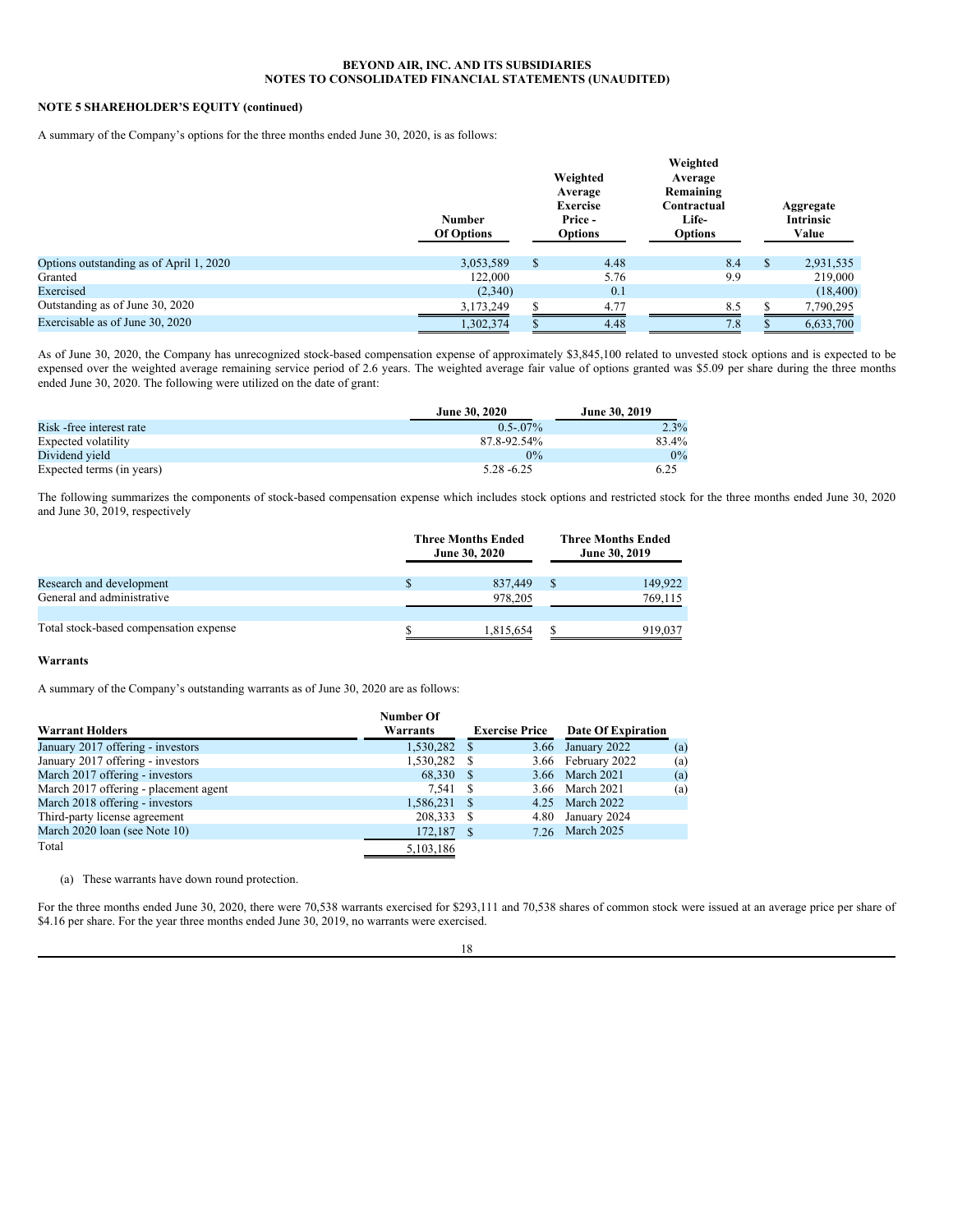**BEYOND AIR, INC. AND ITS SUBSIDIARIES**
**NOTES TO CONSOLIDATED FINANCIAL STATEMENTS (UNAUDITED)**

**NOTE 5 SHAREHOLDER'S EQUITY (continued)**

A summary of the Company's options for the three months ended June 30, 2020, is as follows:

| | Number Of Options | Weighted Average Exercise Price - Options | Weighted Average Remaining Contractual Life- Options | Aggregate Intrinsic Value |
|---|---|---|---|---|
| Options outstanding as of April 1, 2020 | 3,053,589 | $ 4.48 | 8.4 | $ 2,931,535 |
| Granted | 122,000 | 5.76 | 9.9 | 219,000 |
| Exercised | (2,340) | 0.1 | | (18,400) |
| Outstanding as of June 30, 2020 | 3,173,249 | $ 4.77 | 8.5 | $ 7,790,295 |
| Exercisable as of June 30, 2020 | 1,302,374 | $ 4.48 | 7.8 | $ 6,633,700 |

As of June 30, 2020, the Company has unrecognized stock-based compensation expense of approximately $3,845,100 related to unvested stock options and is expected to be expensed over the weighted average remaining service period of 2.6 years. The weighted average fair value of options granted was $5.09 per share during the three months ended June 30, 2020. The following were utilized on the date of grant:

| | June 30, 2020 | June 30, 2019 |
|---|---|---|
| Risk -free interest rate | 0.5-.07% | 2.3% |
| Expected volatility | 87.8-92.54% | 83.4% |
| Dividend yield | 0% | 0% |
| Expected terms (in years) | 5.28 -6.25 | 6.25 |

The following summarizes the components of stock-based compensation expense which includes stock options and restricted stock for the three months ended June 30, 2020 and June 30, 2019, respectively

| | Three Months Ended June 30, 2020 | Three Months Ended June 30, 2019 |
|---|---|---|
| Research and development | $ 837,449 | $ 149,922 |
| General and administrative | 978,205 | 769,115 |
| | | |
| Total stock-based compensation expense | $ 1,815,654 | $ 919,037 |

**Warrants**

A summary of the Company's outstanding warrants as of June 30, 2020 are as follows:

| Warrant Holders | Number Of Warrants | Exercise Price | Date Of Expiration | |
|---|---|---|---|---|
| January 2017 offering - investors | 1,530,282 | $ 3.66 | January 2022 | (a) |
| January 2017 offering - investors | 1,530,282 | $ 3.66 | February 2022 | (a) |
| March 2017 offering - investors | 68,330 | $ 3.66 | March 2021 | (a) |
| March 2017 offering - placement agent | 7,541 | $ 3.66 | March 2021 | (a) |
| March 2018 offering - investors | 1,586,231 | $ 4.25 | March 2022 | |
| Third-party license agreement | 208,333 | $ 4.80 | January 2024 | |
| March 2020 loan (see Note 10) | 172,187 | $ 7.26 | March 2025 | |
| Total | 5,103,186 | | | |

(a) These warrants have down round protection.

For the three months ended June 30, 2020, there were 70,538 warrants exercised for $293,111 and 70,538 shares of common stock were issued at an average price per share of $4.16 per share. For the year three months ended June 30, 2019, no warrants were exercised.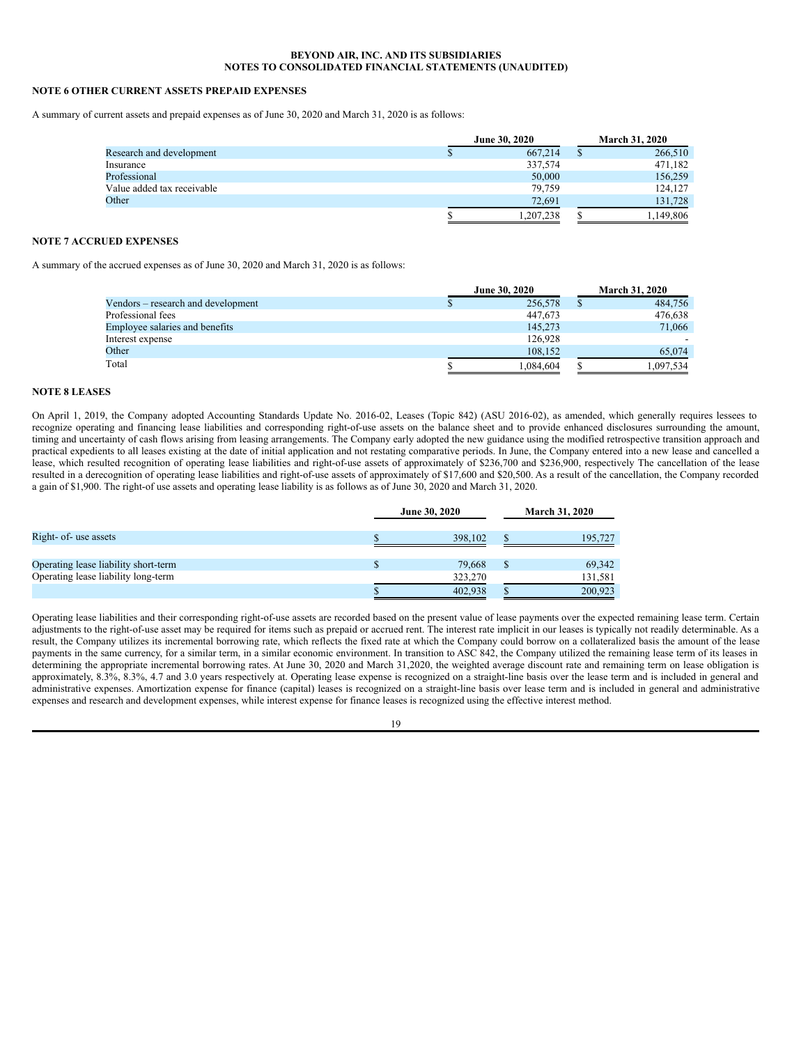**BEYOND AIR, INC. AND ITS SUBSIDIARIES**
**NOTES TO CONSOLIDATED FINANCIAL STATEMENTS (UNAUDITED)**

**NOTE 6 OTHER CURRENT ASSETS PREPAID EXPENSES**

A summary of current assets and prepaid expenses as of June 30, 2020 and March 31, 2020 is as follows:

| | June 30, 2020 | March 31, 2020 |
|---|---|---|
| Research and development | $ 667,214 | $ 266,510 |
| Insurance | 337,574 | 471,182 |
| Professional | 50,000 | 156,259 |
| Value added tax receivable | 79,759 | 124,127 |
| Other | 72,691 | 131,728 |
| | $ 1,207,238 | $ 1,149,806 |

**NOTE 7 ACCRUED EXPENSES**

A summary of the accrued expenses as of June 30, 2020 and March 31, 2020 is as follows:

| | June 30, 2020 | March 31, 2020 |
|---|---|---|
| Vendors – research and development | $ 256,578 | $ 484,756 |
| Professional fees | 447,673 | 476,638 |
| Employee salaries and benefits | 145,273 | 71,066 |
| Interest expense | 126,928 | - |
| Other | 108,152 | 65,074 |
| Total | $ 1,084,604 | $ 1,097,534 |

**NOTE 8 LEASES**

On April 1, 2019, the Company adopted Accounting Standards Update No. 2016-02, Leases (Topic 842) (ASU 2016-02), as amended, which generally requires lessees to recognize operating and financing lease liabilities and corresponding right-of-use assets on the balance sheet and to provide enhanced disclosures surrounding the amount, timing and uncertainty of cash flows arising from leasing arrangements. The Company early adopted the new guidance using the modified retrospective transition approach and practical expedients to all leases existing at the date of initial application and not restating comparative periods. In June, the Company entered into a new lease and cancelled a lease, which resulted recognition of operating lease liabilities and right-of-use assets of approximately of $236,700 and $236,900, respectively The cancellation of the lease resulted in a derecognition of operating lease liabilities and right-of-use assets of approximately of $17,600 and $20,500. As a result of the cancellation, the Company recorded a gain of $1,900. The right-of use assets and operating lease liability is as follows as of June 30, 2020 and March 31, 2020.

| | June 30, 2020 | March 31, 2020 |
|---|---|---|
| Right- of- use assets | $ 398,102 | $ 195,727 |
| | | |
| Operating lease liability short-term | $ 79,668 | $ 69,342 |
| Operating lease liability long-term | 323,270 | 131,581 |
| | $ 402,938 | $ 200,923 |

Operating lease liabilities and their corresponding right-of-use assets are recorded based on the present value of lease payments over the expected remaining lease term. Certain adjustments to the right-of-use asset may be required for items such as prepaid or accrued rent. The interest rate implicit in our leases is typically not readily determinable. As a result, the Company utilizes its incremental borrowing rate, which reflects the fixed rate at which the Company could borrow on a collateralized basis the amount of the lease payments in the same currency, for a similar term, in a similar economic environment. In transition to ASC 842, the Company utilized the remaining lease term of its leases in determining the appropriate incremental borrowing rates. At June 30, 2020 and March 31,2020, the weighted average discount rate and remaining term on lease obligation is approximately, 8.3%, 8.3%, 4.7 and 3.0 years respectively at. Operating lease expense is recognized on a straight-line basis over the lease term and is included in general and administrative expenses. Amortization expense for finance (capital) leases is recognized on a straight-line basis over lease term and is included in general and administrative expenses and research and development expenses, while interest expense for finance leases is recognized using the effective interest method.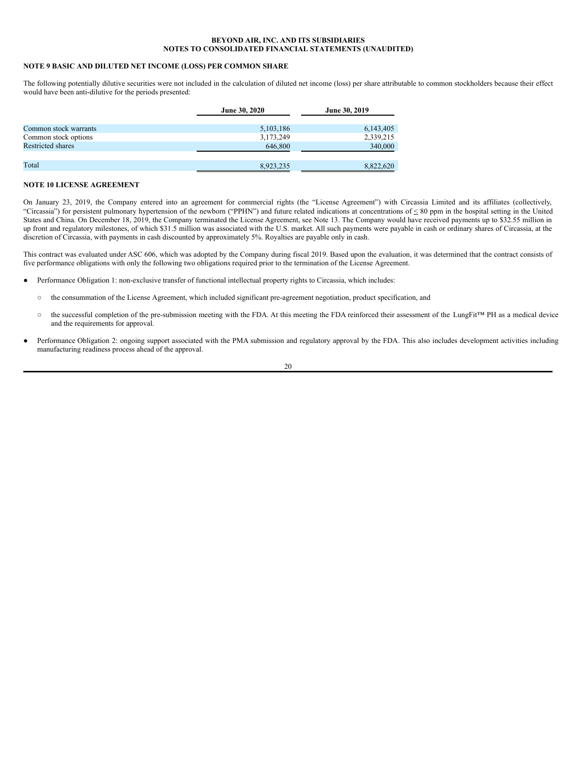BEYOND AIR, INC. AND ITS SUBSIDIARIES
NOTES TO CONSOLIDATED FINANCIAL STATEMENTS (UNAUDITED)

**NOTE 9 BASIC AND DILUTED NET INCOME (LOSS) PER COMMON SHARE**

The following potentially dilutive securities were not included in the calculation of diluted net income (loss) per share attributable to common stockholders because their effect would have been anti-dilutive for the periods presented:

| | June 30, 2020 | June 30, 2019 |
|---|---|---|
| Common stock warrants | 5,103,186 | 6,143,405 |
| Common stock options | 3,173,249 | 2,339,215 |
| Restricted shares | 646,800 | 340,000 |
| Total | 8,923,235 | 8,822,620 |

**NOTE 10 LICENSE AGREEMENT**

On January 23, 2019, the Company entered into an agreement for commercial rights (the "License Agreement") with Circassia Limited and its affiliates (collectively, "Circassia") for persistent pulmonary hypertension of the newborn ("PPHN") and future related indications at concentrations of ≤ 80 ppm in the hospital setting in the United States and China. On December 18, 2019, the Company terminated the License Agreement, see Note 13. The Company would have received payments up to $32.55 million in up front and regulatory milestones, of which $31.5 million was associated with the U.S. market. All such payments were payable in cash or ordinary shares of Circassia, at the discretion of Circassia, with payments in cash discounted by approximately 5%. Royalties are payable only in cash.

This contract was evaluated under ASC 606, which was adopted by the Company during fiscal 2019. Based upon the evaluation, it was determined that the contract consists of five performance obligations with only the following two obligations required prior to the termination of the License Agreement.

- Performance Obligation 1: non-exclusive transfer of functional intellectual property rights to Circassia, which includes:
  - the consummation of the License Agreement, which included significant pre-agreement negotiation, product specification, and
  - the successful completion of the pre-submission meeting with the FDA. At this meeting the FDA reinforced their assessment of the LungFit™ PH as a medical device and the requirements for approval.
- Performance Obligation 2: ongoing support associated with the PMA submission and regulatory approval by the FDA. This also includes development activities including manufacturing readiness process ahead of the approval.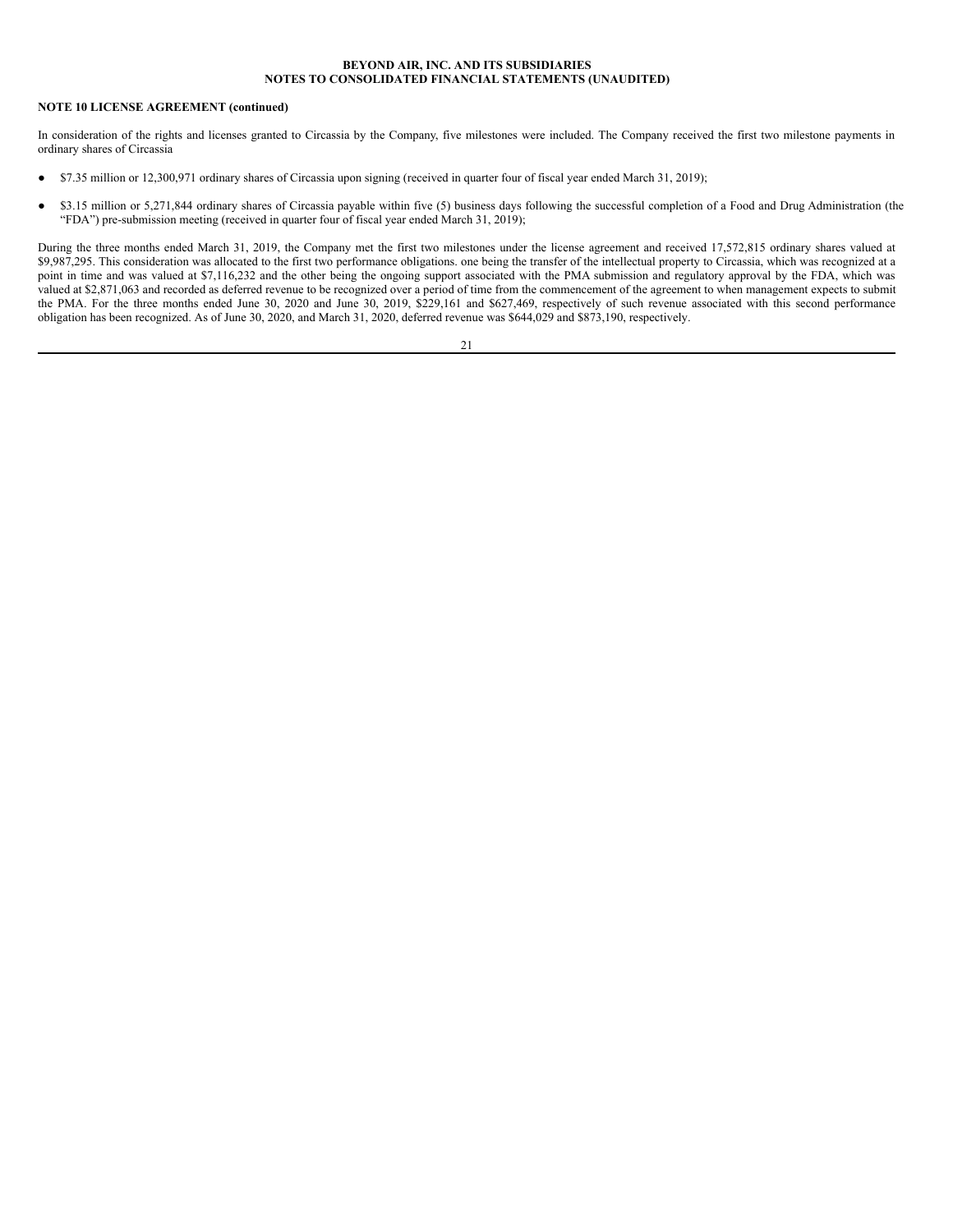**NOTE 10 LICENSE AGREEMENT (continued)**

In consideration of the rights and licenses granted to Circassia by the Company, five milestones were included. The Company received the first two milestone payments in ordinary shares of Circassia

- $7.35 million or 12,300,971 ordinary shares of Circassia upon signing (received in quarter four of fiscal year ended March 31, 2019);
- $3.15 million or 5,271,844 ordinary shares of Circassia payable within five (5) business days following the successful completion of a Food and Drug Administration (the "FDA") pre-submission meeting (received in quarter four of fiscal year ended March 31, 2019);

During the three months ended March 31, 2019, the Company met the first two milestones under the license agreement and received 17,572,815 ordinary shares valued at $9,987,295. This consideration was allocated to the first two performance obligations. one being the transfer of the intellectual property to Circassia, which was recognized at a point in time and was valued at $7,116,232 and the other being the ongoing support associated with the PMA submission and regulatory approval by the FDA, which was valued at $2,871,063 and recorded as deferred revenue to be recognized over a period of time from the commencement of the agreement to when management expects to submit the PMA. For the three months ended June 30, 2020 and June 30, 2019, $229,161 and $627,469, respectively of such revenue associated with this second performance obligation has been recognized. As of June 30, 2020, and March 31, 2020, deferred revenue was $644,029 and $873,190, respectively.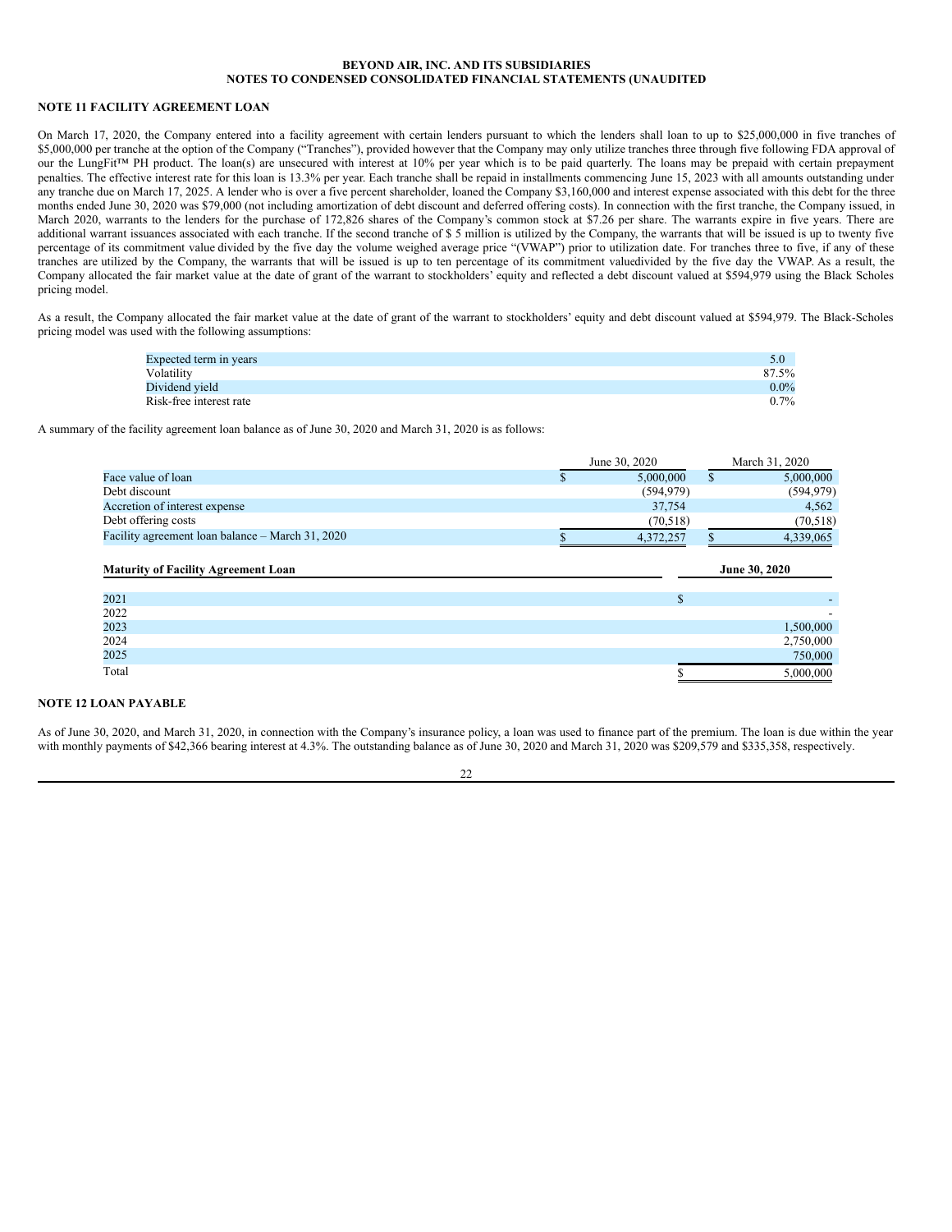**BEYOND AIR, INC. AND ITS SUBSIDIARIES**
**NOTES TO CONDENSED CONSOLIDATED FINANCIAL STATEMENTS (UNAUDITED**

## NOTE 11 FACILITY AGREEMENT LOAN

On March 17, 2020, the Company entered into a facility agreement with certain lenders pursuant to which the lenders shall loan to up to $25,000,000 in five tranches of $5,000,000 per tranche at the option of the Company ("Tranches"), provided however that the Company may only utilize tranches three through five following FDA approval of our the LungFit™ PH product. The loan(s) are unsecured with interest at 10% per year which is to be paid quarterly. The loans may be prepaid with certain prepayment penalties. The effective interest rate for this loan is 13.3% per year. Each tranche shall be repaid in installments commencing June 15, 2023 with all amounts outstanding under any tranche due on March 17, 2025. A lender who is over a five percent shareholder, loaned the Company $3,160,000 and interest expense associated with this debt for the three months ended June 30, 2020 was $79,000 (not including amortization of debt discount and deferred offering costs). In connection with the first tranche, the Company issued, in March 2020, warrants to the lenders for the purchase of 172,826 shares of the Company's common stock at $7.26 per share. The warrants expire in five years. There are additional warrant issuances associated with each tranche. If the second tranche of $ 5 million is utilized by the Company, the warrants that will be issued is up to twenty five percentage of its commitment value divided by the five day the volume weighed average price "(VWAP") prior to utilization date. For tranches three to five, if any of these tranches are utilized by the Company, the warrants that will be issued is up to ten percentage of its commitment valuedivided by the five day the VWAP. As a result, the Company allocated the fair market value at the date of grant of the warrant to stockholders' equity and reflected a debt discount valued at $594,979 using the Black Scholes pricing model.

As a result, the Company allocated the fair market value at the date of grant of the warrant to stockholders' equity and debt discount valued at $594,979. The Black-Scholes pricing model was used with the following assumptions:

| | |
|---|---|
| Expected term in years | 5.0 |
| Volatility | 87.5% |
| Dividend yield | 0.0% |
| Risk-free interest rate | 0.7% |

A summary of the facility agreement loan balance as of June 30, 2020 and March 31, 2020 is as follows:

| | June 30, 2020 | March 31, 2020 |
|---|---|---|
| Face value of loan | $ 5,000,000 | $ 5,000,000 |
| Debt discount | (594,979) | (594,979) |
| Accretion of interest expense | 37,754 | 4,562 |
| Debt offering costs | (70,518) | (70,518) |
| Facility agreement loan balance – March 31, 2020 | $ 4,372,257 | $ 4,339,065 |

| **Maturity of Facility Agreement Loan** | **June 30, 2020** |
|---|---|
| 2021 | $ - |
| 2022 | - |
| 2023 | 1,500,000 |
| 2024 | 2,750,000 |
| 2025 | 750,000 |
| Total | $ 5,000,000 |

## NOTE 12 LOAN PAYABLE

As of June 30, 2020, and March 31, 2020, in connection with the Company's insurance policy, a loan was used to finance part of the premium. The loan is due within the year with monthly payments of $42,366 bearing interest at 4.3%. The outstanding balance as of June 30, 2020 and March 31, 2020 was $209,579 and $335,358, respectively.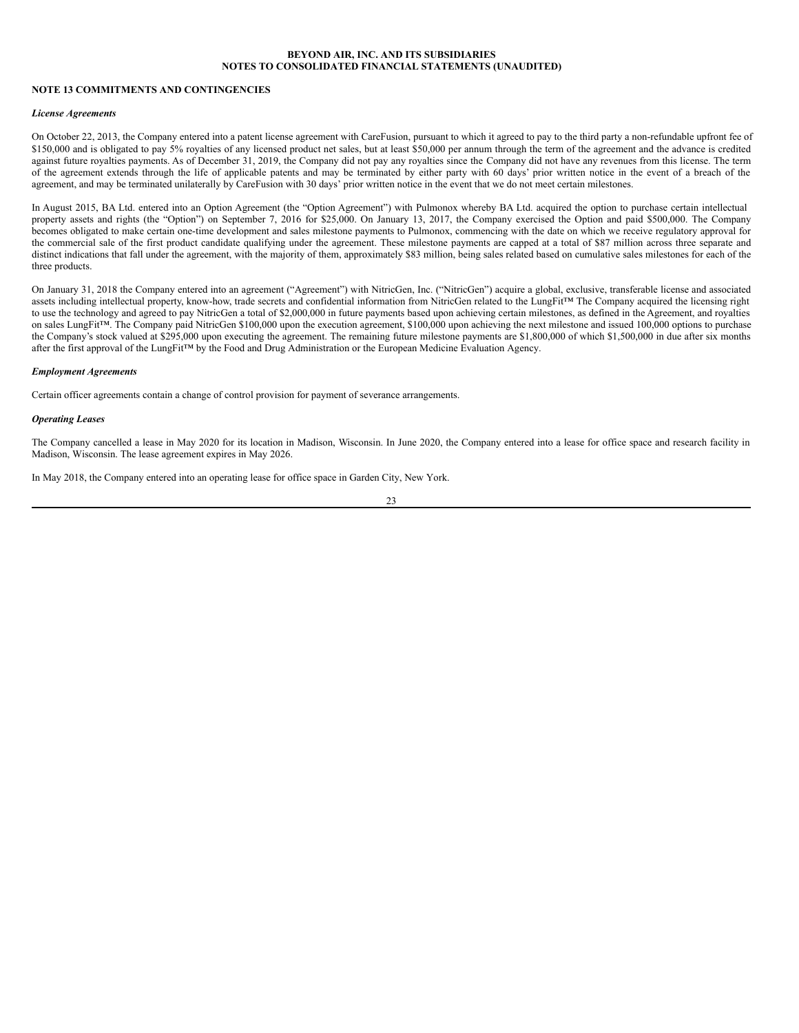**BEYOND AIR, INC. AND ITS SUBSIDIARIES**
**NOTES TO CONSOLIDATED FINANCIAL STATEMENTS (UNAUDITED)**

**NOTE 13 COMMITMENTS AND CONTINGENCIES**

***License Agreements***

On October 22, 2013, the Company entered into a patent license agreement with CareFusion, pursuant to which it agreed to pay to the third party a non-refundable upfront fee of \$150,000 and is obligated to pay 5% royalties of any licensed product net sales, but at least \$50,000 per annum through the term of the agreement and the advance is credited against future royalties payments. As of December 31, 2019, the Company did not pay any royalties since the Company did not have any revenues from this license. The term of the agreement extends through the life of applicable patents and may be terminated by either party with 60 days' prior written notice in the event of a breach of the agreement, and may be terminated unilaterally by CareFusion with 30 days' prior written notice in the event that we do not meet certain milestones.

In August 2015, BA Ltd. entered into an Option Agreement (the "Option Agreement") with Pulmonox whereby BA Ltd. acquired the option to purchase certain intellectual property assets and rights (the "Option") on September 7, 2016 for \$25,000. On January 13, 2017, the Company exercised the Option and paid \$500,000. The Company becomes obligated to make certain one-time development and sales milestone payments to Pulmonox, commencing with the date on which we receive regulatory approval for the commercial sale of the first product candidate qualifying under the agreement. These milestone payments are capped at a total of \$87 million across three separate and distinct indications that fall under the agreement, with the majority of them, approximately \$83 million, being sales related based on cumulative sales milestones for each of the three products.

On January 31, 2018 the Company entered into an agreement ("Agreement") with NitricGen, Inc. ("NitricGen") acquire a global, exclusive, transferable license and associated assets including intellectual property, know-how, trade secrets and confidential information from NitricGen related to the LungFit™ The Company acquired the licensing right to use the technology and agreed to pay NitricGen a total of \$2,000,000 in future payments based upon achieving certain milestones, as defined in the Agreement, and royalties on sales LungFit™. The Company paid NitricGen \$100,000 upon the execution agreement, \$100,000 upon achieving the next milestone and issued 100,000 options to purchase the Company's stock valued at \$295,000 upon executing the agreement. The remaining future milestone payments are \$1,800,000 of which \$1,500,000 in due after six months after the first approval of the LungFit™ by the Food and Drug Administration or the European Medicine Evaluation Agency.

***Employment Agreements***

Certain officer agreements contain a change of control provision for payment of severance arrangements.

***Operating Leases***

The Company cancelled a lease in May 2020 for its location in Madison, Wisconsin. In June 2020, the Company entered into a lease for office space and research facility in Madison, Wisconsin. The lease agreement expires in May 2026.

In May 2018, the Company entered into an operating lease for office space in Garden City, New York.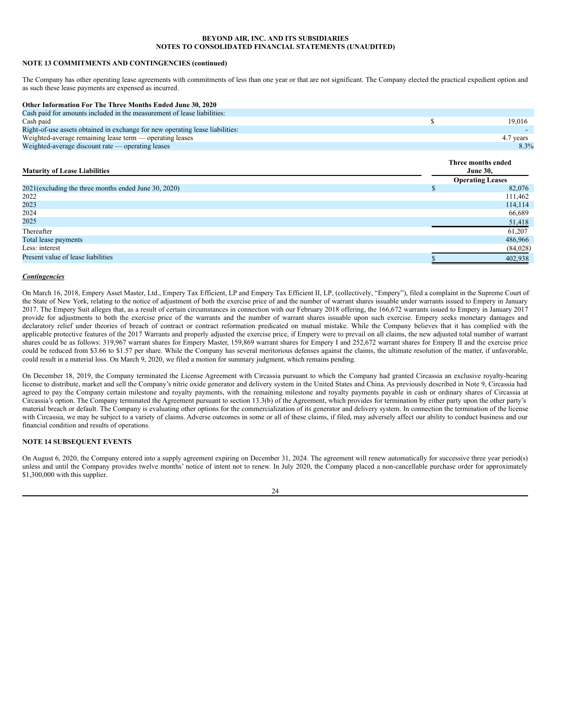## NOTE 13 COMMITMENTS AND CONTINGENCIES (continued)

The Company has other operating lease agreements with commitments of less than one year or that are not significant. The Company elected the practical expedient option and as such these lease payments are expensed as incurred.

| **Other Information For The Three Months Ended June 30, 2020** | |
|---|---|
| Cash paid for amounts included in the measurement of lease liabilities: | |
| Cash paid | $ 19,016 |
| Right-of-use assets obtained in exchange for new operating lease liabilities: | - |
| Weighted-average remaining lease term — operating leases | 4.7 years |
| Weighted-average discount rate — operating leases | 8.3% |

| **Maturity of Lease Liabilities** | **Three months ended June 30,** |
|---|---|
| | **Operating Leases** |
| 2021(excluding the three months ended June 30, 2020) | $ 82,076 |
| 2022 | 111,462 |
| 2023 | 114,114 |
| 2024 | 66,689 |
| 2025 | 51,418 |
| Thereafter | 61,207 |
| Total lease payments | 486,966 |
| Less: interest | (84,028) |
| Present value of lease liabilities | $ 402,938 |

***Contingencies***

On March 16, 2018, Empery Asset Master, Ltd., Empery Tax Efficient, LP and Empery Tax Efficient II, LP, (collectively, "Empery"), filed a complaint in the Supreme Court of the State of New York, relating to the notice of adjustment of both the exercise price of and the number of warrant shares issuable under warrants issued to Empery in January 2017. The Empery Suit alleges that, as a result of certain circumstances in connection with our February 2018 offering, the 166,672 warrants issued to Empery in January 2017 provide for adjustments to both the exercise price of the warrants and the number of warrant shares issuable upon such exercise. Empery seeks monetary damages and declaratory relief under theories of breach of contract or contract reformation predicated on mutual mistake. While the Company believes that it has complied with the applicable protective features of the 2017 Warrants and properly adjusted the exercise price, if Empery were to prevail on all claims, the new adjusted total number of warrant shares could be as follows: 319,967 warrant shares for Empery Master, 159,869 warrant shares for Empery I and 252,672 warrant shares for Empery II and the exercise price could be reduced from $3.66 to $1.57 per share. While the Company has several meritorious defenses against the claims, the ultimate resolution of the matter, if unfavorable, could result in a material loss. On March 9, 2020, we filed a motion for summary judgment, which remains pending.

On December 18, 2019, the Company terminated the License Agreement with Circassia pursuant to which the Company had granted Circassia an exclusive royalty-bearing license to distribute, market and sell the Company's nitric oxide generator and delivery system in the United States and China. As previously described in Note 9, Circassia had agreed to pay the Company certain milestone and royalty payments, with the remaining milestone and royalty payments payable in cash or ordinary shares of Circassia at Circassia's option. The Company terminated the Agreement pursuant to section 13.3(b) of the Agreement, which provides for termination by either party upon the other party's material breach or default. The Company is evaluating other options for the commercialization of its generator and delivery system. In connection the termination of the license with Circassia, we may be subject to a variety of claims. Adverse outcomes in some or all of these claims, if filed, may adversely affect our ability to conduct business and our financial condition and results of operations.

## NOTE 14 SUBSEQUENT EVENTS

On August 6, 2020, the Company entered into a supply agreement expiring on December 31, 2024. The agreement will renew automatically for successive three year period(s) unless and until the Company provides twelve months' notice of intent not to renew. In July 2020, the Company placed a non-cancellable purchase order for approximately $1,300,000 with this supplier.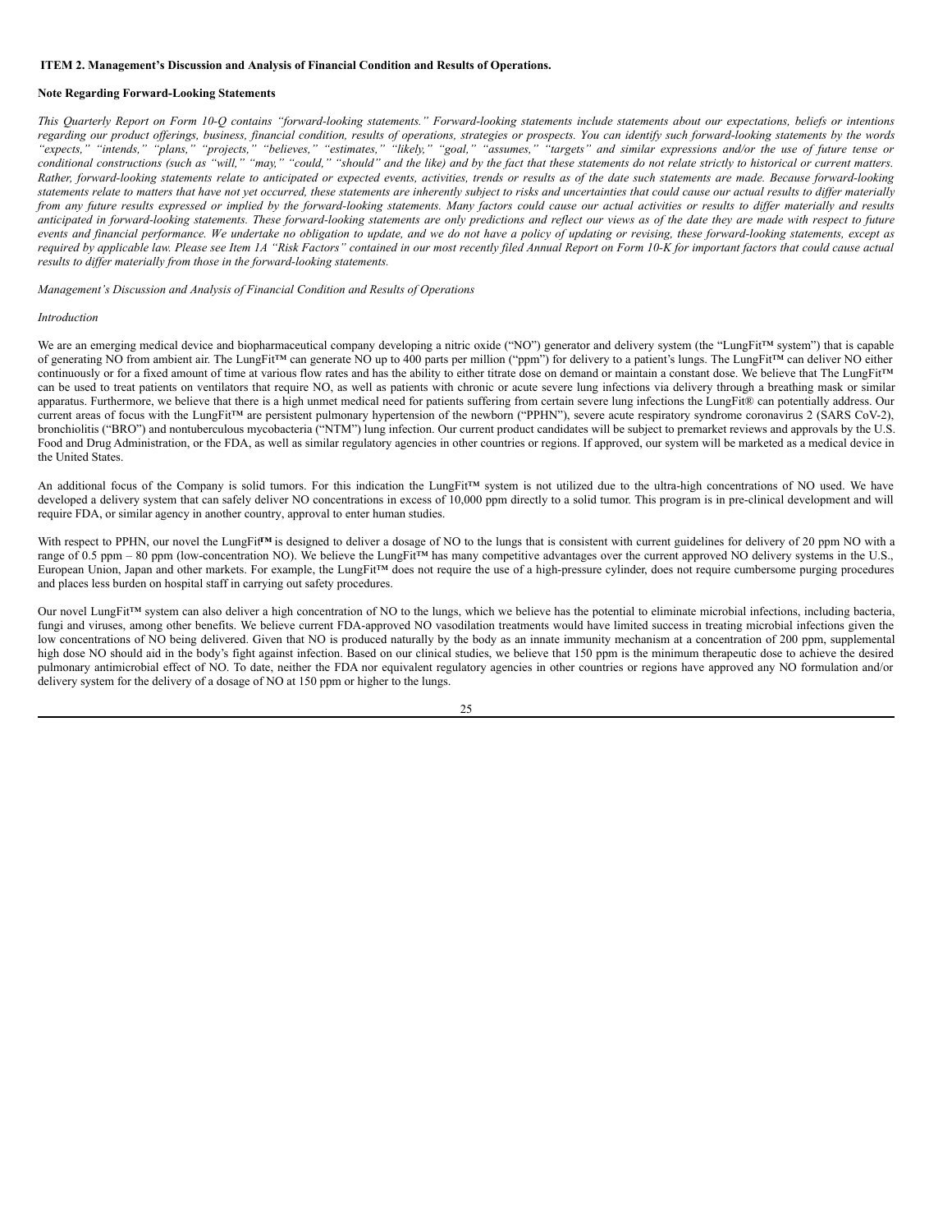**ITEM 2. Management's Discussion and Analysis of Financial Condition and Results of Operations.**

**Note Regarding Forward-Looking Statements**

*This Quarterly Report on Form 10-Q contains "forward-looking statements." Forward-looking statements include statements about our expectations, beliefs or intentions regarding our product offerings, business, financial condition, results of operations, strategies or prospects. You can identify such forward-looking statements by the words "expects," "intends," "plans," "projects," "believes," "estimates," "likely," "goal," "assumes," "targets" and similar expressions and/or the use of future tense or conditional constructions (such as "will," "may," "could," "should" and the like) and by the fact that these statements do not relate strictly to historical or current matters. Rather, forward-looking statements relate to anticipated or expected events, activities, trends or results as of the date such statements are made. Because forward-looking statements relate to matters that have not yet occurred, these statements are inherently subject to risks and uncertainties that could cause our actual results to differ materially from any future results expressed or implied by the forward-looking statements. Many factors could cause our actual activities or results to differ materially and results anticipated in forward-looking statements. These forward-looking statements are only predictions and reflect our views as of the date they are made with respect to future events and financial performance. We undertake no obligation to update, and we do not have a policy of updating or revising, these forward-looking statements, except as required by applicable law. Please see Item 1A "Risk Factors" contained in our most recently filed Annual Report on Form 10-K for important factors that could cause actual results to differ materially from those in the forward-looking statements.*

*Management's Discussion and Analysis of Financial Condition and Results of Operations*

*Introduction*

We are an emerging medical device and biopharmaceutical company developing a nitric oxide ("NO") generator and delivery system (the "LungFit™ system") that is capable of generating NO from ambient air. The LungFit™ can generate NO up to 400 parts per million ("ppm") for delivery to a patient's lungs. The LungFit™ can deliver NO either continuously or for a fixed amount of time at various flow rates and has the ability to either titrate dose on demand or maintain a constant dose. We believe that The LungFit™ can be used to treat patients on ventilators that require NO, as well as patients with chronic or acute severe lung infections via delivery through a breathing mask or similar apparatus. Furthermore, we believe that there is a high unmet medical need for patients suffering from certain severe lung infections the LungFit® can potentially address. Our current areas of focus with the LungFit™ are persistent pulmonary hypertension of the newborn ("PPHN"), severe acute respiratory syndrome coronavirus 2 (SARS CoV-2), bronchiolitis ("BRO") and nontuberculous mycobacteria ("NTM") lung infection. Our current product candidates will be subject to premarket reviews and approvals by the U.S. Food and Drug Administration, or the FDA, as well as similar regulatory agencies in other countries or regions. If approved, our system will be marketed as a medical device in the United States.

An additional focus of the Company is solid tumors. For this indication the LungFit™ system is not utilized due to the ultra-high concentrations of NO used. We have developed a delivery system that can safely deliver NO concentrations in excess of 10,000 ppm directly to a solid tumor. This program is in pre-clinical development and will require FDA, or similar agency in another country, approval to enter human studies.

With respect to PPHN, our novel the LungFit™ is designed to deliver a dosage of NO to the lungs that is consistent with current guidelines for delivery of 20 ppm NO with a range of 0.5 ppm – 80 ppm (low-concentration NO). We believe the LungFit™ has many competitive advantages over the current approved NO delivery systems in the U.S., European Union, Japan and other markets. For example, the LungFit™ does not require the use of a high-pressure cylinder, does not require cumbersome purging procedures and places less burden on hospital staff in carrying out safety procedures.

Our novel LungFit™ system can also deliver a high concentration of NO to the lungs, which we believe has the potential to eliminate microbial infections, including bacteria, fungi and viruses, among other benefits. We believe current FDA-approved NO vasodilation treatments would have limited success in treating microbial infections given the low concentrations of NO being delivered. Given that NO is produced naturally by the body as an innate immunity mechanism at a concentration of 200 ppm, supplemental high dose NO should aid in the body's fight against infection. Based on our clinical studies, we believe that 150 ppm is the minimum therapeutic dose to achieve the desired pulmonary antimicrobial effect of NO. To date, neither the FDA nor equivalent regulatory agencies in other countries or regions have approved any NO formulation and/or delivery system for the delivery of a dosage of NO at 150 ppm or higher to the lungs.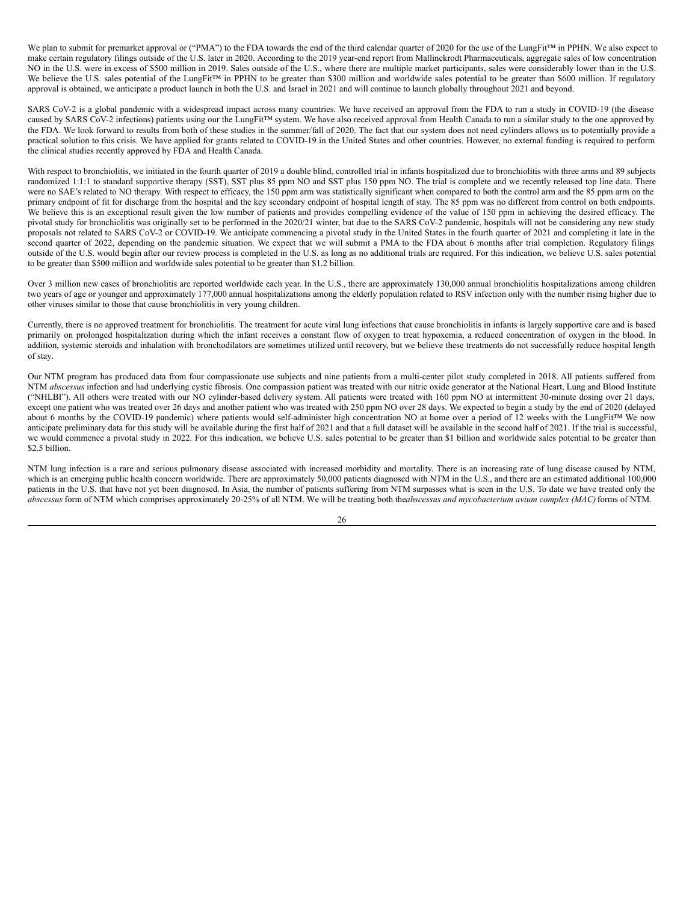We plan to submit for premarket approval or ("PMA") to the FDA towards the end of the third calendar quarter of 2020 for the use of the LungFit™ in PPHN. We also expect to make certain regulatory filings outside of the U.S. later in 2020. According to the 2019 year-end report from Mallinckrodt Pharmaceuticals, aggregate sales of low concentration NO in the U.S. were in excess of $500 million in 2019. Sales outside of the U.S., where there are multiple market participants, sales were considerably lower than in the U.S. We believe the U.S. sales potential of the LungFit™ in PPHN to be greater than $300 million and worldwide sales potential to be greater than $600 million. If regulatory approval is obtained, we anticipate a product launch in both the U.S. and Israel in 2021 and will continue to launch globally throughout 2021 and beyond.

SARS CoV-2 is a global pandemic with a widespread impact across many countries. We have received an approval from the FDA to run a study in COVID-19 (the disease caused by SARS CoV-2 infections) patients using our the LungFit™ system. We have also received approval from Health Canada to run a similar study to the one approved by the FDA. We look forward to results from both of these studies in the summer/fall of 2020. The fact that our system does not need cylinders allows us to potentially provide a practical solution to this crisis. We have applied for grants related to COVID-19 in the United States and other countries. However, no external funding is required to perform the clinical studies recently approved by FDA and Health Canada.

With respect to bronchiolitis, we initiated in the fourth quarter of 2019 a double blind, controlled trial in infants hospitalized due to bronchiolitis with three arms and 89 subjects randomized 1:1:1 to standard supportive therapy (SST), SST plus 85 ppm NO and SST plus 150 ppm NO. The trial is complete and we recently released top line data. There were no SAE's related to NO therapy. With respect to efficacy, the 150 ppm arm was statistically significant when compared to both the control arm and the 85 ppm arm on the primary endpoint of fit for discharge from the hospital and the key secondary endpoint of hospital length of stay. The 85 ppm was no different from control on both endpoints. We believe this is an exceptional result given the low number of patients and provides compelling evidence of the value of 150 ppm in achieving the desired efficacy. The pivotal study for bronchiolitis was originally set to be performed in the 2020/21 winter, but due to the SARS CoV-2 pandemic, hospitals will not be considering any new study proposals not related to SARS CoV-2 or COVID-19. We anticipate commencing a pivotal study in the United States in the fourth quarter of 2021 and completing it late in the second quarter of 2022, depending on the pandemic situation. We expect that we will submit a PMA to the FDA about 6 months after trial completion. Regulatory filings outside of the U.S. would begin after our review process is completed in the U.S. as long as no additional trials are required. For this indication, we believe U.S. sales potential to be greater than $500 million and worldwide sales potential to be greater than $1.2 billion.

Over 3 million new cases of bronchiolitis are reported worldwide each year. In the U.S., there are approximately 130,000 annual bronchiolitis hospitalizations among children two years of age or younger and approximately 177,000 annual hospitalizations among the elderly population related to RSV infection only with the number rising higher due to other viruses similar to those that cause bronchiolitis in very young children.

Currently, there is no approved treatment for bronchiolitis. The treatment for acute viral lung infections that cause bronchiolitis in infants is largely supportive care and is based primarily on prolonged hospitalization during which the infant receives a constant flow of oxygen to treat hypoxemia, a reduced concentration of oxygen in the blood. In addition, systemic steroids and inhalation with bronchodilators are sometimes utilized until recovery, but we believe these treatments do not successfully reduce hospital length of stay.

Our NTM program has produced data from four compassionate use subjects and nine patients from a multi-center pilot study completed in 2018. All patients suffered from NTM *abscessus* infection and had underlying cystic fibrosis. One compassion patient was treated with our nitric oxide generator at the National Heart, Lung and Blood Institute ("NHLBI"). All others were treated with our NO cylinder-based delivery system. All patients were treated with 160 ppm NO at intermittent 30-minute dosing over 21 days, except one patient who was treated over 26 days and another patient who was treated with 250 ppm NO over 28 days. We expected to begin a study by the end of 2020 (delayed about 6 months by the COVID-19 pandemic) where patients would self-administer high concentration NO at home over a period of 12 weeks with the LungFit™ We now anticipate preliminary data for this study will be available during the first half of 2021 and that a full dataset will be available in the second half of 2021. If the trial is successful, we would commence a pivotal study in 2022. For this indication, we believe U.S. sales potential to be greater than $1 billion and worldwide sales potential to be greater than $2.5 billion.

NTM lung infection is a rare and serious pulmonary disease associated with increased morbidity and mortality. There is an increasing rate of lung disease caused by NTM, which is an emerging public health concern worldwide. There are approximately 50,000 patients diagnosed with NTM in the U.S., and there are an estimated additional 100,000 patients in the U.S. that have not yet been diagnosed. In Asia, the number of patients suffering from NTM surpasses what is seen in the U.S. To date we have treated only the *abscessus* form of NTM which comprises approximately 20-25% of all NTM. We will be treating both the*abscessus and mycobacterium avium complex (MAC)* forms of NTM.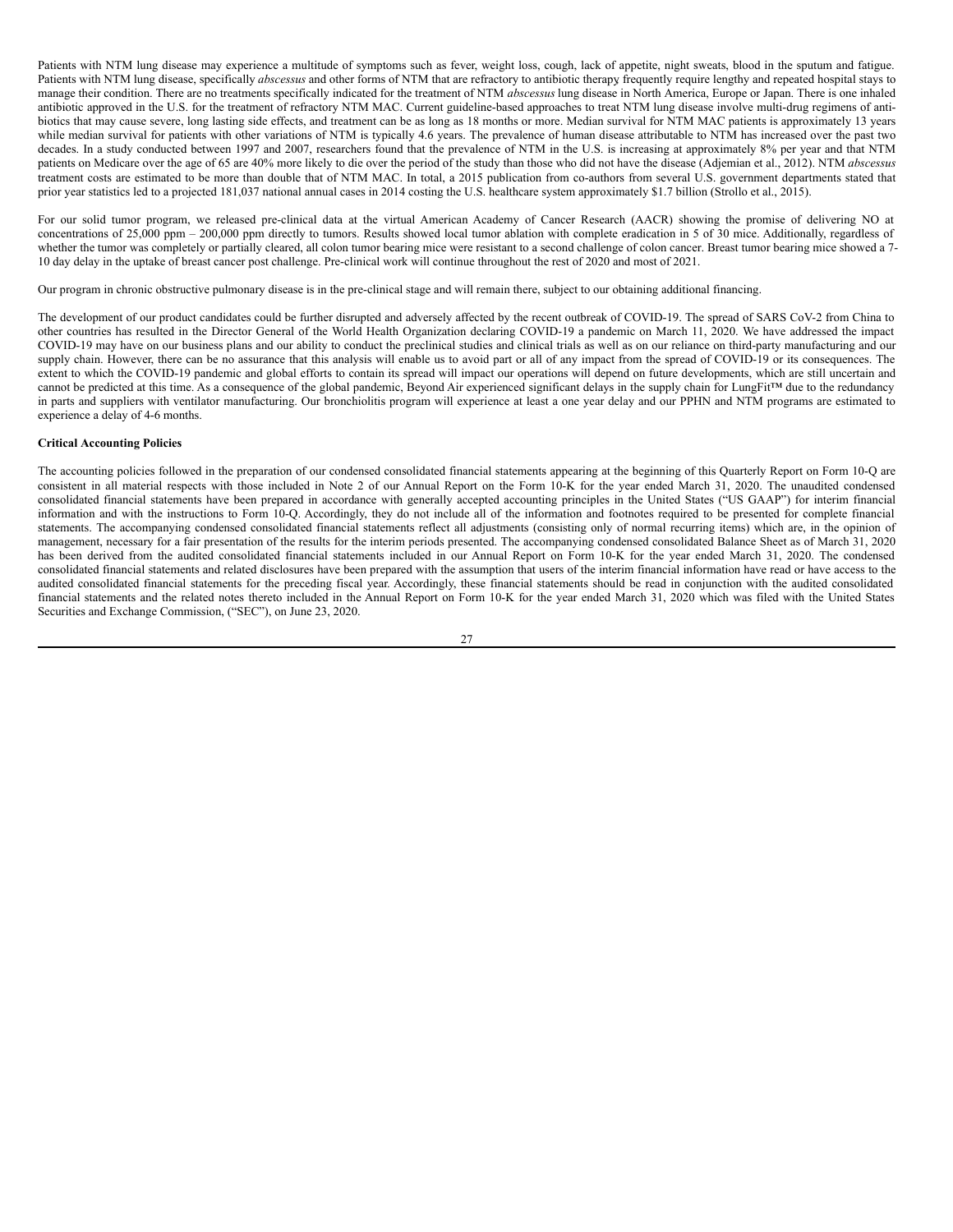Patients with NTM lung disease may experience a multitude of symptoms such as fever, weight loss, cough, lack of appetite, night sweats, blood in the sputum and fatigue. Patients with NTM lung disease, specifically *abscessus* and other forms of NTM that are refractory to antibiotic therapy frequently require lengthy and repeated hospital stays to manage their condition. There are no treatments specifically indicated for the treatment of NTM *abscessus* lung disease in North America, Europe or Japan. There is one inhaled antibiotic approved in the U.S. for the treatment of refractory NTM MAC. Current guideline-based approaches to treat NTM lung disease involve multi-drug regimens of antibiotics that may cause severe, long lasting side effects, and treatment can be as long as 18 months or more. Median survival for NTM MAC patients is approximately 13 years while median survival for patients with other variations of NTM is typically 4.6 years. The prevalence of human disease attributable to NTM has increased over the past two decades. In a study conducted between 1997 and 2007, researchers found that the prevalence of NTM in the U.S. is increasing at approximately 8% per year and that NTM patients on Medicare over the age of 65 are 40% more likely to die over the period of the study than those who did not have the disease (Adjemian et al., 2012). NTM *abscessus* treatment costs are estimated to be more than double that of NTM MAC. In total, a 2015 publication from co-authors from several U.S. government departments stated that prior year statistics led to a projected 181,037 national annual cases in 2014 costing the U.S. healthcare system approximately $1.7 billion (Strollo et al., 2015).

For our solid tumor program, we released pre-clinical data at the virtual American Academy of Cancer Research (AACR) showing the promise of delivering NO at concentrations of 25,000 ppm – 200,000 ppm directly to tumors. Results showed local tumor ablation with complete eradication in 5 of 30 mice. Additionally, regardless of whether the tumor was completely or partially cleared, all colon tumor bearing mice were resistant to a second challenge of colon cancer. Breast tumor bearing mice showed a 7-10 day delay in the uptake of breast cancer post challenge. Pre-clinical work will continue throughout the rest of 2020 and most of 2021.

Our program in chronic obstructive pulmonary disease is in the pre-clinical stage and will remain there, subject to our obtaining additional financing.

The development of our product candidates could be further disrupted and adversely affected by the recent outbreak of COVID-19. The spread of SARS CoV-2 from China to other countries has resulted in the Director General of the World Health Organization declaring COVID-19 a pandemic on March 11, 2020. We have addressed the impact COVID-19 may have on our business plans and our ability to conduct the preclinical studies and clinical trials as well as on our reliance on third-party manufacturing and our supply chain. However, there can be no assurance that this analysis will enable us to avoid part or all of any impact from the spread of COVID-19 or its consequences. The extent to which the COVID-19 pandemic and global efforts to contain its spread will impact our operations will depend on future developments, which are still uncertain and cannot be predicted at this time. As a consequence of the global pandemic, Beyond Air experienced significant delays in the supply chain for LungFit™ due to the redundancy in parts and suppliers with ventilator manufacturing. Our bronchiolitis program will experience at least a one year delay and our PPHN and NTM programs are estimated to experience a delay of 4-6 months.

**Critical Accounting Policies**

The accounting policies followed in the preparation of our condensed consolidated financial statements appearing at the beginning of this Quarterly Report on Form 10-Q are consistent in all material respects with those included in Note 2 of our Annual Report on the Form 10-K for the year ended March 31, 2020. The unaudited condensed consolidated financial statements have been prepared in accordance with generally accepted accounting principles in the United States ("US GAAP") for interim financial information and with the instructions to Form 10-Q. Accordingly, they do not include all of the information and footnotes required to be presented for complete financial statements. The accompanying condensed consolidated financial statements reflect all adjustments (consisting only of normal recurring items) which are, in the opinion of management, necessary for a fair presentation of the results for the interim periods presented. The accompanying condensed consolidated Balance Sheet as of March 31, 2020 has been derived from the audited consolidated financial statements included in our Annual Report on Form 10-K for the year ended March 31, 2020. The condensed consolidated financial statements and related disclosures have been prepared with the assumption that users of the interim financial information have read or have access to the audited consolidated financial statements for the preceding fiscal year. Accordingly, these financial statements should be read in conjunction with the audited consolidated financial statements and the related notes thereto included in the Annual Report on Form 10-K for the year ended March 31, 2020 which was filed with the United States Securities and Exchange Commission, ("SEC"), on June 23, 2020.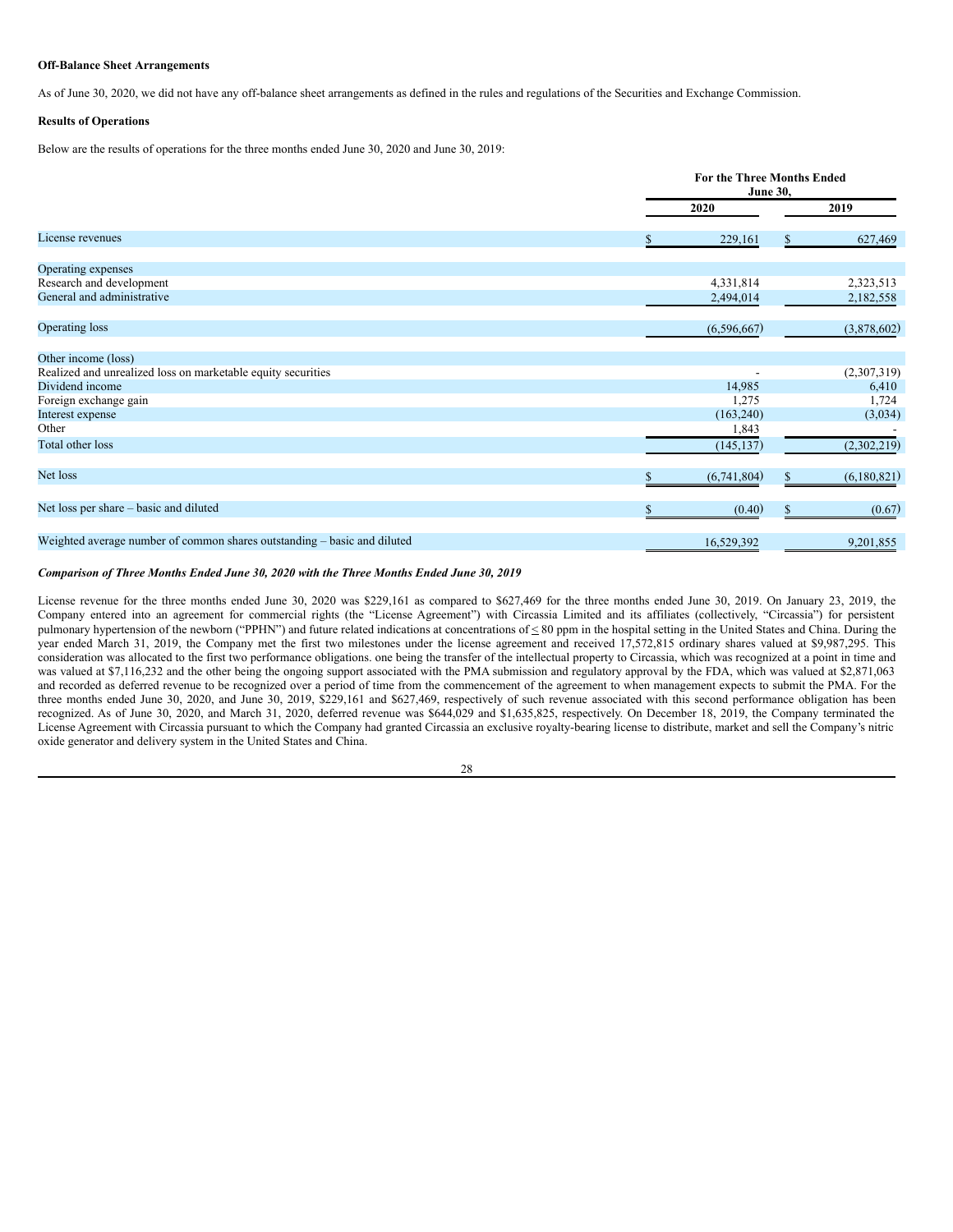**Off-Balance Sheet Arrangements**

As of June 30, 2020, we did not have any off-balance sheet arrangements as defined in the rules and regulations of the Securities and Exchange Commission.

**Results of Operations**

Below are the results of operations for the three months ended June 30, 2020 and June 30, 2019:

| | For the Three Months Ended June 30, | |
|---|---|---|
| | 2020 | 2019 |
| License revenues | $ 229,161 | $ 627,469 |
| Operating expenses | | |
| Research and development | 4,331,814 | 2,323,513 |
| General and administrative | 2,494,014 | 2,182,558 |
| Operating loss | (6,596,667) | (3,878,602) |
| Other income (loss) | | |
| Realized and unrealized loss on marketable equity securities | - | (2,307,319) |
| Dividend income | 14,985 | 6,410 |
| Foreign exchange gain | 1,275 | 1,724 |
| Interest expense | (163,240) | (3,034) |
| Other | 1,843 | - |
| Total other loss | (145,137) | (2,302,219) |
| Net loss | $ (6,741,804) | $ (6,180,821) |
| Net loss per share – basic and diluted | $ (0.40) | $ (0.67) |
| Weighted average number of common shares outstanding – basic and diluted | 16,529,392 | 9,201,855 |

***Comparison of Three Months Ended June 30, 2020 with the Three Months Ended June 30, 2019***

License revenue for the three months ended June 30, 2020 was $229,161 as compared to $627,469 for the three months ended June 30, 2019. On January 23, 2019, the Company entered into an agreement for commercial rights (the "License Agreement") with Circassia Limited and its affiliates (collectively, "Circassia") for persistent pulmonary hypertension of the newborn ("PPHN") and future related indications at concentrations of ≤ 80 ppm in the hospital setting in the United States and China. During the year ended March 31, 2019, the Company met the first two milestones under the license agreement and received 17,572,815 ordinary shares valued at $9,987,295. This consideration was allocated to the first two performance obligations. one being the transfer of the intellectual property to Circassia, which was recognized at a point in time and was valued at $7,116,232 and the other being the ongoing support associated with the PMA submission and regulatory approval by the FDA, which was valued at $2,871,063 and recorded as deferred revenue to be recognized over a period of time from the commencement of the agreement to when management expects to submit the PMA. For the three months ended June 30, 2020, and June 30, 2019, $229,161 and $627,469, respectively of such revenue associated with this second performance obligation has been recognized. As of June 30, 2020, and March 31, 2020, deferred revenue was $644,029 and $1,635,825, respectively. On December 18, 2019, the Company terminated the License Agreement with Circassia pursuant to which the Company had granted Circassia an exclusive royalty-bearing license to distribute, market and sell the Company's nitric oxide generator and delivery system in the United States and China.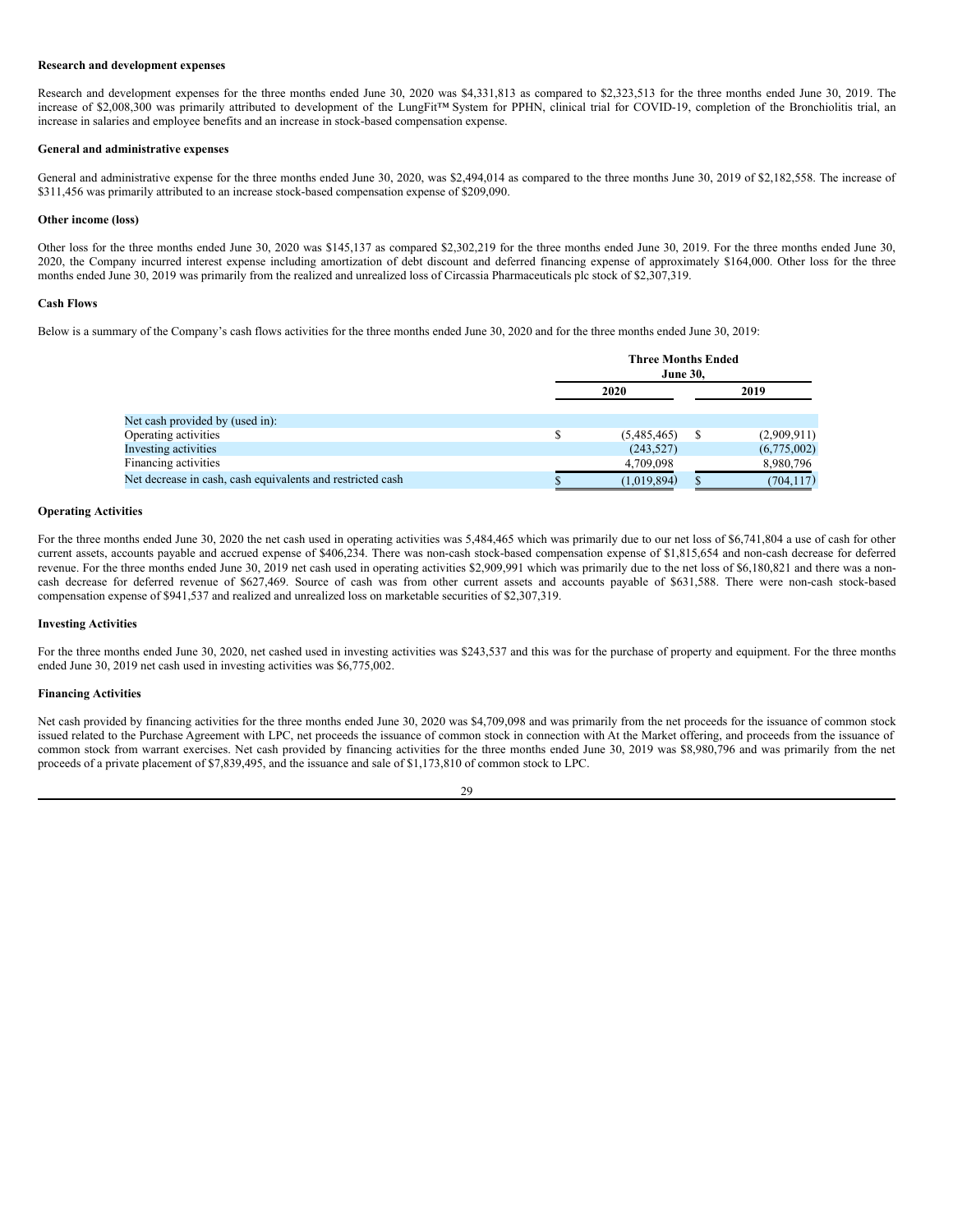**Research and development expenses**

Research and development expenses for the three months ended June 30, 2020 was $4,331,813 as compared to $2,323,513 for the three months ended June 30, 2019. The increase of $2,008,300 was primarily attributed to development of the LungFit™ System for PPHN, clinical trial for COVID-19, completion of the Bronchiolitis trial, an increase in salaries and employee benefits and an increase in stock-based compensation expense.

**General and administrative expenses**

General and administrative expense for the three months ended June 30, 2020, was $2,494,014 as compared to the three months June 30, 2019 of $2,182,558. The increase of $311,456 was primarily attributed to an increase stock-based compensation expense of $209,090.

**Other income (loss)**

Other loss for the three months ended June 30, 2020 was $145,137 as compared $2,302,219 for the three months ended June 30, 2019. For the three months ended June 30, 2020, the Company incurred interest expense including amortization of debt discount and deferred financing expense of approximately $164,000. Other loss for the three months ended June 30, 2019 was primarily from the realized and unrealized loss of Circassia Pharmaceuticals plc stock of $2,307,319.

**Cash Flows**

Below is a summary of the Company's cash flows activities for the three months ended June 30, 2020 and for the three months ended June 30, 2019:

| | Three Months Ended June 30, | |
|---|---|---|
| | 2020 | 2019 |
| Net cash provided by (used in): | | |
| Operating activities | $ (5,485,465) | $ (2,909,911) |
| Investing activities | (243,527) | (6,775,002) |
| Financing activities | 4,709,098 | 8,980,796 |
| Net decrease in cash, cash equivalents and restricted cash | $ (1,019,894) | $ (704,117) |

**Operating Activities**

For the three months ended June 30, 2020 the net cash used in operating activities was 5,484,465 which was primarily due to our net loss of $6,741,804 a use of cash for other current assets, accounts payable and accrued expense of $406,234. There was non-cash stock-based compensation expense of $1,815,654 and non-cash decrease for deferred revenue. For the three months ended June 30, 2019 net cash used in operating activities $2,909,991 which was primarily due to the net loss of $6,180,821 and there was a non-cash decrease for deferred revenue of $627,469. Source of cash was from other current assets and accounts payable of $631,588. There were non-cash stock-based compensation expense of $941,537 and realized and unrealized loss on marketable securities of $2,307,319.

**Investing Activities**

For the three months ended June 30, 2020, net cashed used in investing activities was $243,537 and this was for the purchase of property and equipment. For the three months ended June 30, 2019 net cash used in investing activities was $6,775,002.

**Financing Activities**

Net cash provided by financing activities for the three months ended June 30, 2020 was $4,709,098 and was primarily from the net proceeds for the issuance of common stock issued related to the Purchase Agreement with LPC, net proceeds the issuance of common stock in connection with At the Market offering, and proceeds from the issuance of common stock from warrant exercises. Net cash provided by financing activities for the three months ended June 30, 2019 was $8,980,796 and was primarily from the net proceeds of a private placement of $7,839,495, and the issuance and sale of $1,173,810 of common stock to LPC.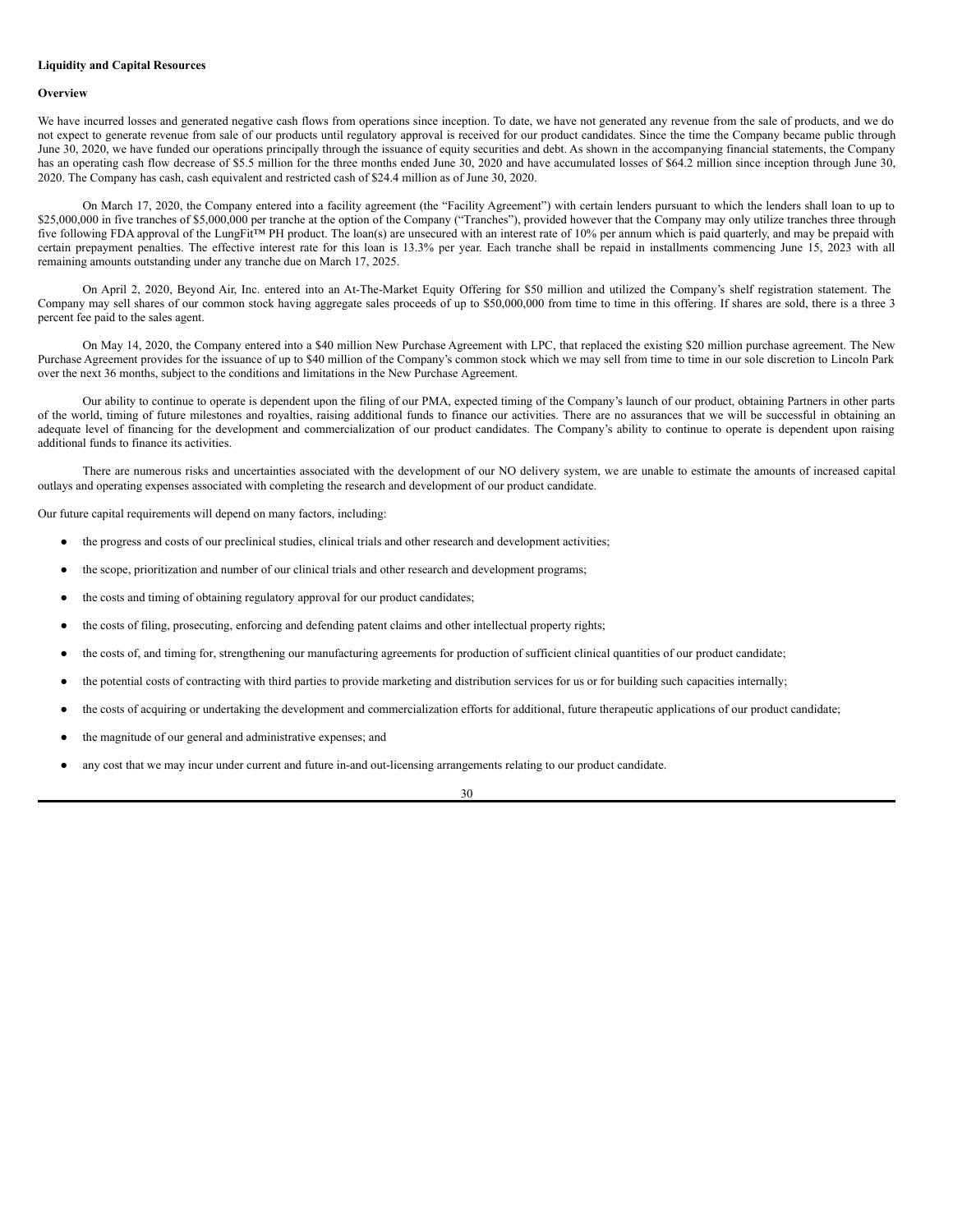**Liquidity and Capital Resources**

**Overview**

We have incurred losses and generated negative cash flows from operations since inception. To date, we have not generated any revenue from the sale of products, and we do not expect to generate revenue from sale of our products until regulatory approval is received for our product candidates. Since the time the Company became public through June 30, 2020, we have funded our operations principally through the issuance of equity securities and debt. As shown in the accompanying financial statements, the Company has an operating cash flow decrease of $5.5 million for the three months ended June 30, 2020 and have accumulated losses of $64.2 million since inception through June 30, 2020. The Company has cash, cash equivalent and restricted cash of $24.4 million as of June 30, 2020.

On March 17, 2020, the Company entered into a facility agreement (the "Facility Agreement") with certain lenders pursuant to which the lenders shall loan to up to $25,000,000 in five tranches of $5,000,000 per tranche at the option of the Company ("Tranches"), provided however that the Company may only utilize tranches three through five following FDA approval of the LungFit™ PH product. The loan(s) are unsecured with an interest rate of 10% per annum which is paid quarterly, and may be prepaid with certain prepayment penalties. The effective interest rate for this loan is 13.3% per year. Each tranche shall be repaid in installments commencing June 15, 2023 with all remaining amounts outstanding under any tranche due on March 17, 2025.

On April 2, 2020, Beyond Air, Inc. entered into an At-The-Market Equity Offering for $50 million and utilized the Company's shelf registration statement. The Company may sell shares of our common stock having aggregate sales proceeds of up to $50,000,000 from time to time in this offering. If shares are sold, there is a three 3 percent fee paid to the sales agent.

On May 14, 2020, the Company entered into a $40 million New Purchase Agreement with LPC, that replaced the existing $20 million purchase agreement. The New Purchase Agreement provides for the issuance of up to $40 million of the Company's common stock which we may sell from time to time in our sole discretion to Lincoln Park over the next 36 months, subject to the conditions and limitations in the New Purchase Agreement.

Our ability to continue to operate is dependent upon the filing of our PMA, expected timing of the Company's launch of our product, obtaining Partners in other parts of the world, timing of future milestones and royalties, raising additional funds to finance our activities. There are no assurances that we will be successful in obtaining an adequate level of financing for the development and commercialization of our product candidates. The Company's ability to continue to operate is dependent upon raising additional funds to finance its activities.

There are numerous risks and uncertainties associated with the development of our NO delivery system, we are unable to estimate the amounts of increased capital outlays and operating expenses associated with completing the research and development of our product candidate.

Our future capital requirements will depend on many factors, including:

- the progress and costs of our preclinical studies, clinical trials and other research and development activities;
- the scope, prioritization and number of our clinical trials and other research and development programs;
- the costs and timing of obtaining regulatory approval for our product candidates;
- the costs of filing, prosecuting, enforcing and defending patent claims and other intellectual property rights;
- the costs of, and timing for, strengthening our manufacturing agreements for production of sufficient clinical quantities of our product candidate;
- the potential costs of contracting with third parties to provide marketing and distribution services for us or for building such capacities internally;
- the costs of acquiring or undertaking the development and commercialization efforts for additional, future therapeutic applications of our product candidate;
- the magnitude of our general and administrative expenses; and
- any cost that we may incur under current and future in-and out-licensing arrangements relating to our product candidate.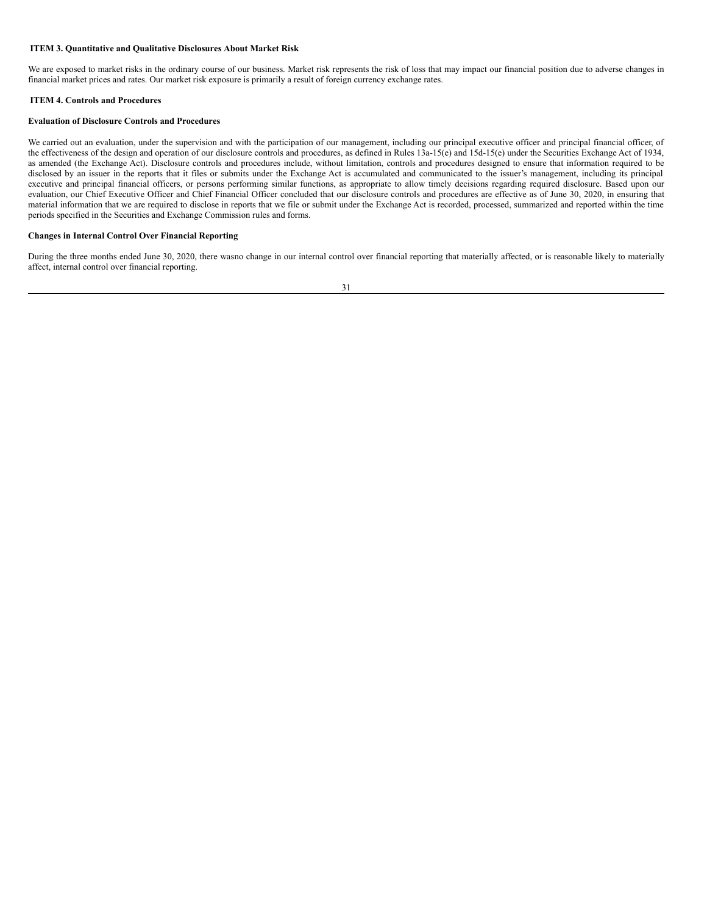## ITEM 3. Quantitative and Qualitative Disclosures About Market Risk

We are exposed to market risks in the ordinary course of our business. Market risk represents the risk of loss that may impact our financial position due to adverse changes in financial market prices and rates. Our market risk exposure is primarily a result of foreign currency exchange rates.

## ITEM 4. Controls and Procedures

### Evaluation of Disclosure Controls and Procedures

We carried out an evaluation, under the supervision and with the participation of our management, including our principal executive officer and principal financial officer, of the effectiveness of the design and operation of our disclosure controls and procedures, as defined in Rules 13a-15(e) and 15d-15(e) under the Securities Exchange Act of 1934, as amended (the Exchange Act). Disclosure controls and procedures include, without limitation, controls and procedures designed to ensure that information required to be disclosed by an issuer in the reports that it files or submits under the Exchange Act is accumulated and communicated to the issuer's management, including its principal executive and principal financial officers, or persons performing similar functions, as appropriate to allow timely decisions regarding required disclosure. Based upon our evaluation, our Chief Executive Officer and Chief Financial Officer concluded that our disclosure controls and procedures are effective as of June 30, 2020, in ensuring that material information that we are required to disclose in reports that we file or submit under the Exchange Act is recorded, processed, summarized and reported within the time periods specified in the Securities and Exchange Commission rules and forms.

### Changes in Internal Control Over Financial Reporting

During the three months ended June 30, 2020, there wasno change in our internal control over financial reporting that materially affected, or is reasonable likely to materially affect, internal control over financial reporting.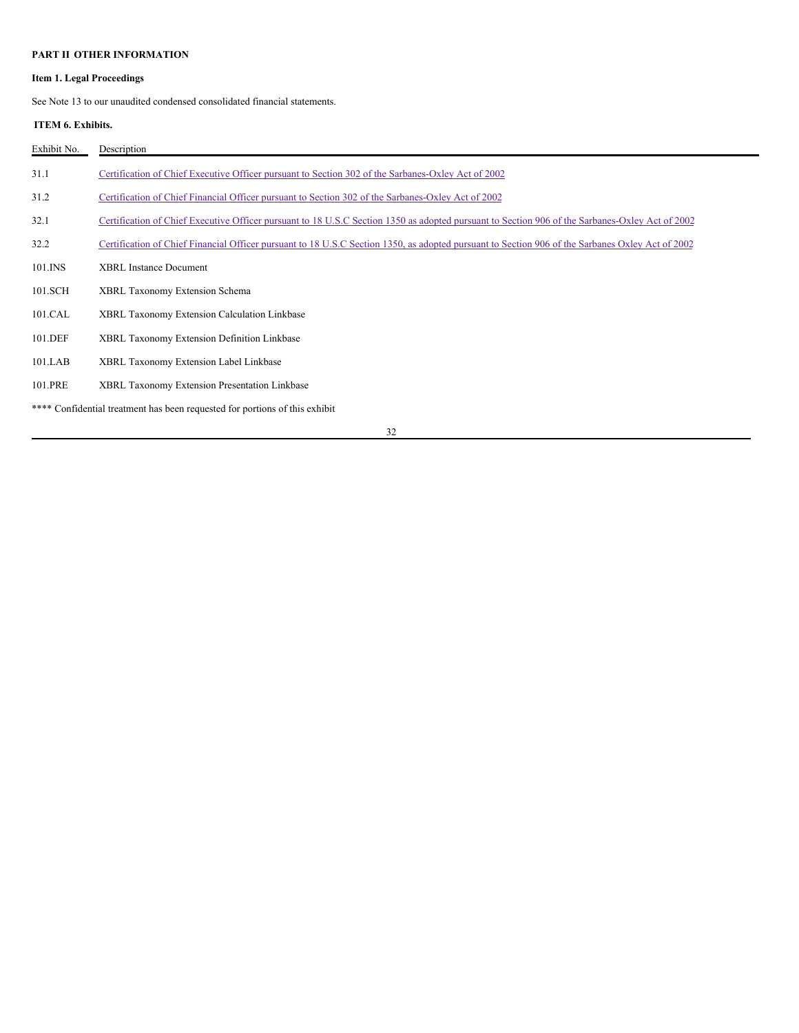**PART II OTHER INFORMATION**

**Item 1. Legal Proceedings**

See Note 13 to our unaudited condensed consolidated financial statements.

**ITEM 6. Exhibits.**

| Exhibit No. | Description |
|---|---|
| 31.1 | Certification of Chief Executive Officer pursuant to Section 302 of the Sarbanes-Oxley Act of 2002 |
| 31.2 | Certification of Chief Financial Officer pursuant to Section 302 of the Sarbanes-Oxley Act of 2002 |
| 32.1 | Certification of Chief Executive Officer pursuant to 18 U.S.C Section 1350 as adopted pursuant to Section 906 of the Sarbanes-Oxley Act of 2002 |
| 32.2 | Certification of Chief Financial Officer pursuant to 18 U.S.C Section 1350, as adopted pursuant to Section 906 of the Sarbanes Oxley Act of 2002 |
| 101.INS | XBRL Instance Document |
| 101.SCH | XBRL Taxonomy Extension Schema |
| 101.CAL | XBRL Taxonomy Extension Calculation Linkbase |
| 101.DEF | XBRL Taxonomy Extension Definition Linkbase |
| 101.LAB | XBRL Taxonomy Extension Label Linkbase |
| 101.PRE | XBRL Taxonomy Extension Presentation Linkbase |

**** Confidential treatment has been requested for portions of this exhibit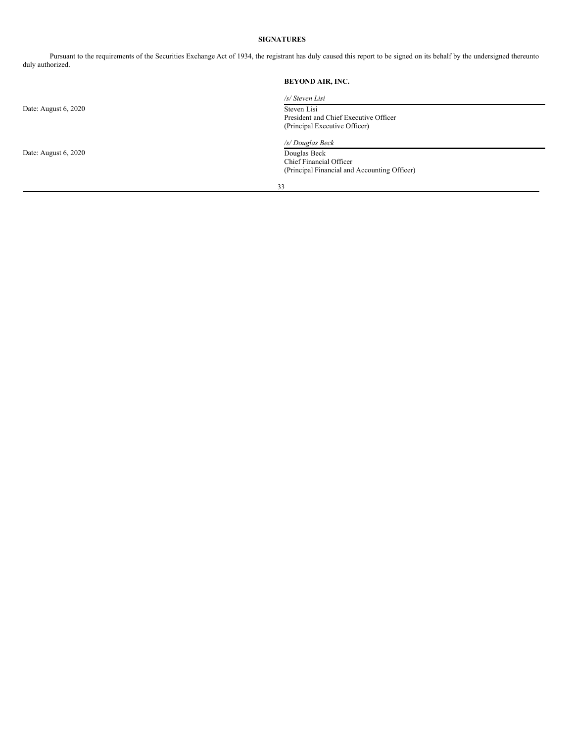# SIGNATURES

Pursuant to the requirements of the Securities Exchange Act of 1934, the registrant has duly caused this report to be signed on its behalf by the undersigned thereunto duly authorized.

**BEYOND AIR, INC.**

| | |
|---|---|
| | */s/ Steven Lisi* |
| Date: August 6, 2020 | Steven Lisi<br>President and Chief Executive Officer<br>(Principal Executive Officer) |
| | */s/ Douglas Beck* |
| Date: August 6, 2020 | Douglas Beck<br>Chief Financial Officer<br>(Principal Financial and Accounting Officer) |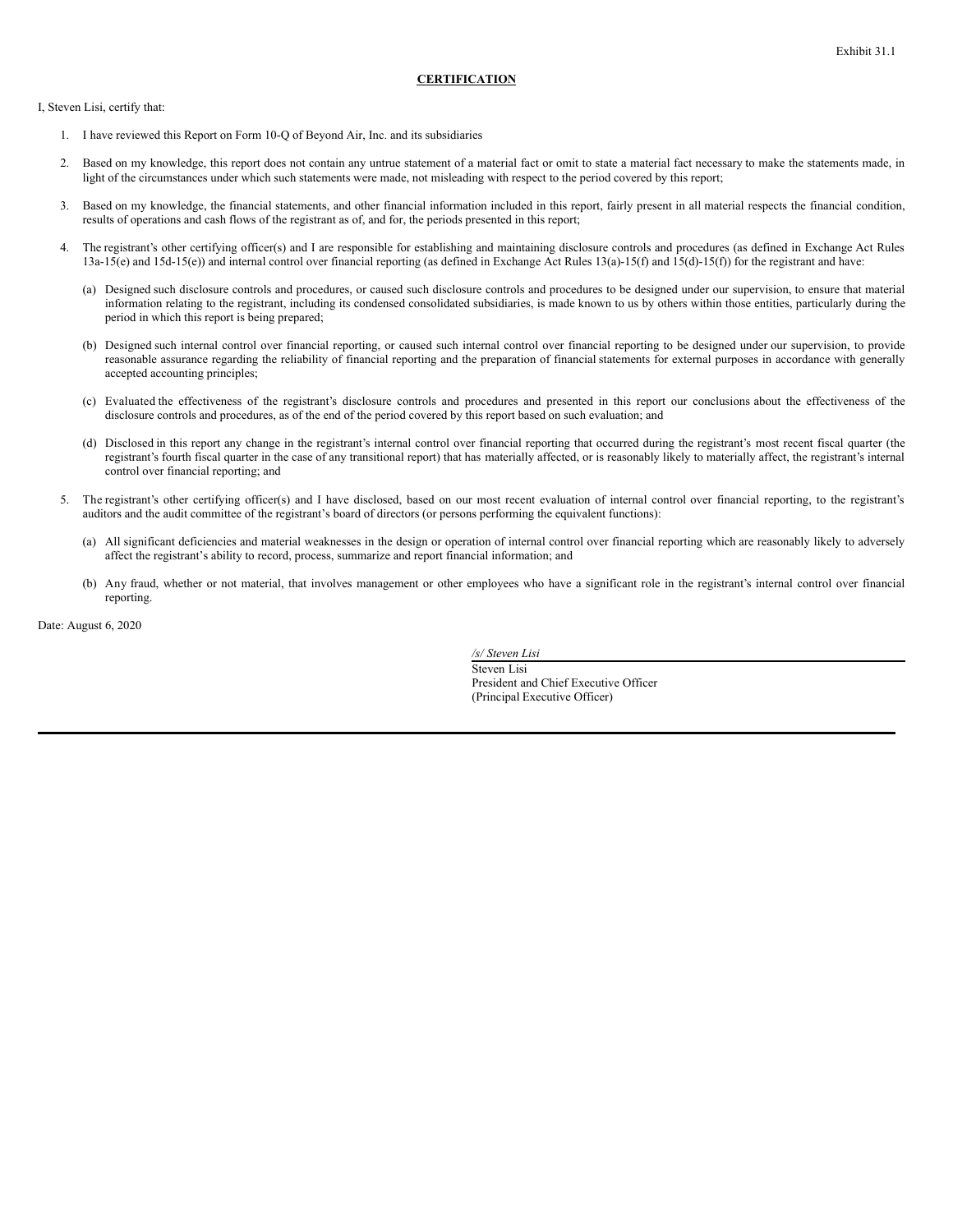Exhibit 31.1

**CERTIFICATION**

I, Steven Lisi, certify that:

1. I have reviewed this Report on Form 10-Q of Beyond Air, Inc. and its subsidiaries

2. Based on my knowledge, this report does not contain any untrue statement of a material fact or omit to state a material fact necessary to make the statements made, in light of the circumstances under which such statements were made, not misleading with respect to the period covered by this report;

3. Based on my knowledge, the financial statements, and other financial information included in this report, fairly present in all material respects the financial condition, results of operations and cash flows of the registrant as of, and for, the periods presented in this report;

4. The registrant's other certifying officer(s) and I are responsible for establishing and maintaining disclosure controls and procedures (as defined in Exchange Act Rules 13a-15(e) and 15d-15(e)) and internal control over financial reporting (as defined in Exchange Act Rules 13(a)-15(f) and 15(d)-15(f)) for the registrant and have:

   (a) Designed such disclosure controls and procedures, or caused such disclosure controls and procedures to be designed under our supervision, to ensure that material information relating to the registrant, including its condensed consolidated subsidiaries, is made known to us by others within those entities, particularly during the period in which this report is being prepared;

   (b) Designed such internal control over financial reporting, or caused such internal control over financial reporting to be designed under our supervision, to provide reasonable assurance regarding the reliability of financial reporting and the preparation of financial statements for external purposes in accordance with generally accepted accounting principles;

   (c) Evaluated the effectiveness of the registrant's disclosure controls and procedures and presented in this report our conclusions about the effectiveness of the disclosure controls and procedures, as of the end of the period covered by this report based on such evaluation; and

   (d) Disclosed in this report any change in the registrant's internal control over financial reporting that occurred during the registrant's most recent fiscal quarter (the registrant's fourth fiscal quarter in the case of any transitional report) that has materially affected, or is reasonably likely to materially affect, the registrant's internal control over financial reporting; and

5. The registrant's other certifying officer(s) and I have disclosed, based on our most recent evaluation of internal control over financial reporting, to the registrant's auditors and the audit committee of the registrant's board of directors (or persons performing the equivalent functions):

   (a) All significant deficiencies and material weaknesses in the design or operation of internal control over financial reporting which are reasonably likely to adversely affect the registrant's ability to record, process, summarize and report financial information; and

   (b) Any fraud, whether or not material, that involves management or other employees who have a significant role in the registrant's internal control over financial reporting.

Date: August 6, 2020

*/s/ Steven Lisi*
Steven Lisi
President and Chief Executive Officer
(Principal Executive Officer)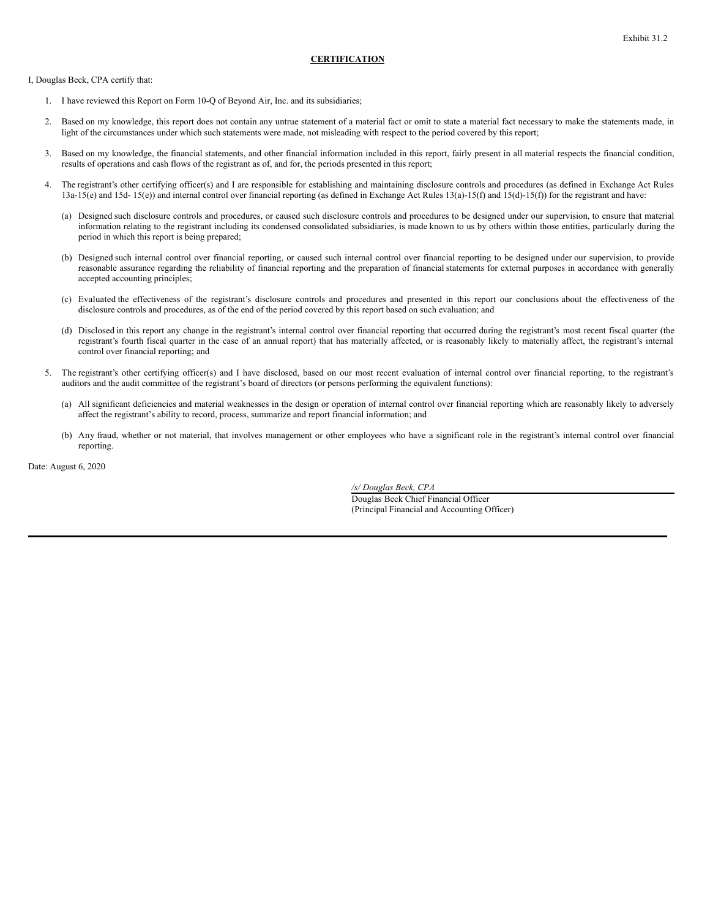Exhibit 31.2

**CERTIFICATION**

I, Douglas Beck, CPA certify that:

1. I have reviewed this Report on Form 10-Q of Beyond Air, Inc. and its subsidiaries;

2. Based on my knowledge, this report does not contain any untrue statement of a material fact or omit to state a material fact necessary to make the statements made, in light of the circumstances under which such statements were made, not misleading with respect to the period covered by this report;

3. Based on my knowledge, the financial statements, and other financial information included in this report, fairly present in all material respects the financial condition, results of operations and cash flows of the registrant as of, and for, the periods presented in this report;

4. The registrant's other certifying officer(s) and I are responsible for establishing and maintaining disclosure controls and procedures (as defined in Exchange Act Rules 13a-15(e) and 15d- 15(e)) and internal control over financial reporting (as defined in Exchange Act Rules 13(a)-15(f) and 15(d)-15(f)) for the registrant and have:

   (a) Designed such disclosure controls and procedures, or caused such disclosure controls and procedures to be designed under our supervision, to ensure that material information relating to the registrant including its condensed consolidated subsidiaries, is made known to us by others within those entities, particularly during the period in which this report is being prepared;

   (b) Designed such internal control over financial reporting, or caused such internal control over financial reporting to be designed under our supervision, to provide reasonable assurance regarding the reliability of financial reporting and the preparation of financial statements for external purposes in accordance with generally accepted accounting principles;

   (c) Evaluated the effectiveness of the registrant's disclosure controls and procedures and presented in this report our conclusions about the effectiveness of the disclosure controls and procedures, as of the end of the period covered by this report based on such evaluation; and

   (d) Disclosed in this report any change in the registrant's internal control over financial reporting that occurred during the registrant's most recent fiscal quarter (the registrant's fourth fiscal quarter in the case of an annual report) that has materially affected, or is reasonably likely to materially affect, the registrant's internal control over financial reporting; and

5. The registrant's other certifying officer(s) and I have disclosed, based on our most recent evaluation of internal control over financial reporting, to the registrant's auditors and the audit committee of the registrant's board of directors (or persons performing the equivalent functions):

   (a) All significant deficiencies and material weaknesses in the design or operation of internal control over financial reporting which are reasonably likely to adversely affect the registrant's ability to record, process, summarize and report financial information; and

   (b) Any fraud, whether or not material, that involves management or other employees who have a significant role in the registrant's internal control over financial reporting.

Date: August 6, 2020

*/s/ Douglas Beck, CPA*
Douglas Beck Chief Financial Officer
(Principal Financial and Accounting Officer)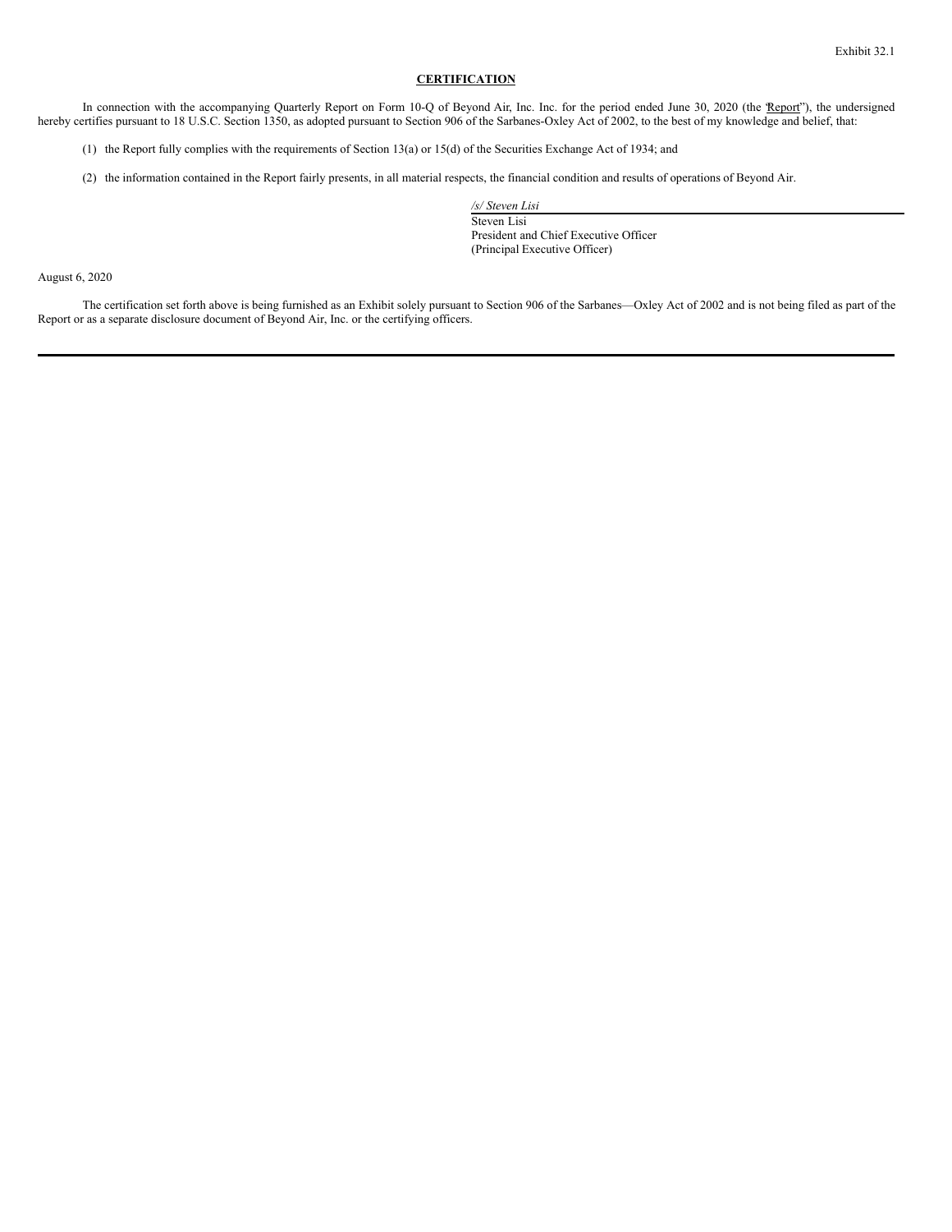Exhibit 32.1

**CERTIFICATION**

In connection with the accompanying Quarterly Report on Form 10-Q of Beyond Air, Inc. Inc. for the period ended June 30, 2020 (the "Report"), the undersigned hereby certifies pursuant to 18 U.S.C. Section 1350, as adopted pursuant to Section 906 of the Sarbanes-Oxley Act of 2002, to the best of my knowledge and belief, that:

(1) the Report fully complies with the requirements of Section 13(a) or 15(d) of the Securities Exchange Act of 1934; and

(2) the information contained in the Report fairly presents, in all material respects, the financial condition and results of operations of Beyond Air.

*/s/ Steven Lisi*
Steven Lisi
President and Chief Executive Officer
(Principal Executive Officer)

August 6, 2020

The certification set forth above is being furnished as an Exhibit solely pursuant to Section 906 of the Sarbanes—Oxley Act of 2002 and is not being filed as part of the Report or as a separate disclosure document of Beyond Air, Inc. or the certifying officers.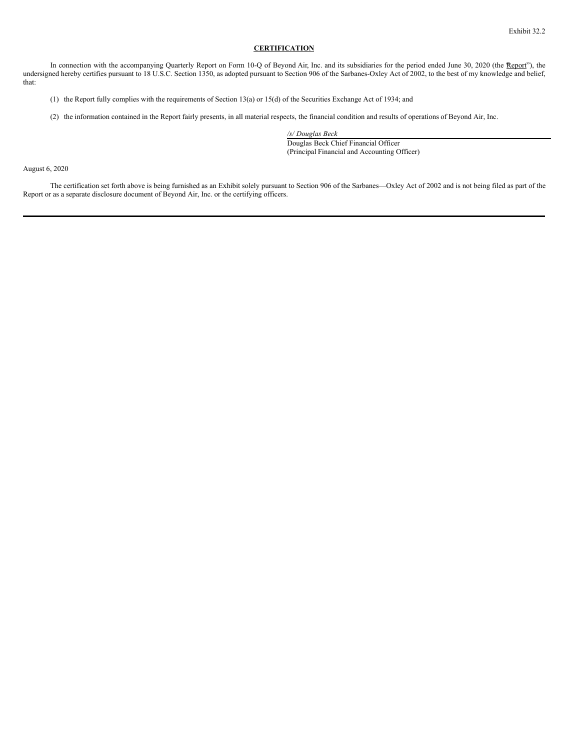Exhibit 32.2

**CERTIFICATION**

In connection with the accompanying Quarterly Report on Form 10-Q of Beyond Air, Inc. and its subsidiaries for the period ended June 30, 2020 (the "Report"), the undersigned hereby certifies pursuant to 18 U.S.C. Section 1350, as adopted pursuant to Section 906 of the Sarbanes-Oxley Act of 2002, to the best of my knowledge and belief, that:

(1) the Report fully complies with the requirements of Section 13(a) or 15(d) of the Securities Exchange Act of 1934; and

(2) the information contained in the Report fairly presents, in all material respects, the financial condition and results of operations of Beyond Air, Inc.

*/s/ Douglas Beck*
Douglas Beck Chief Financial Officer
(Principal Financial and Accounting Officer)

August 6, 2020

The certification set forth above is being furnished as an Exhibit solely pursuant to Section 906 of the Sarbanes—Oxley Act of 2002 and is not being filed as part of the Report or as a separate disclosure document of Beyond Air, Inc. or the certifying officers.